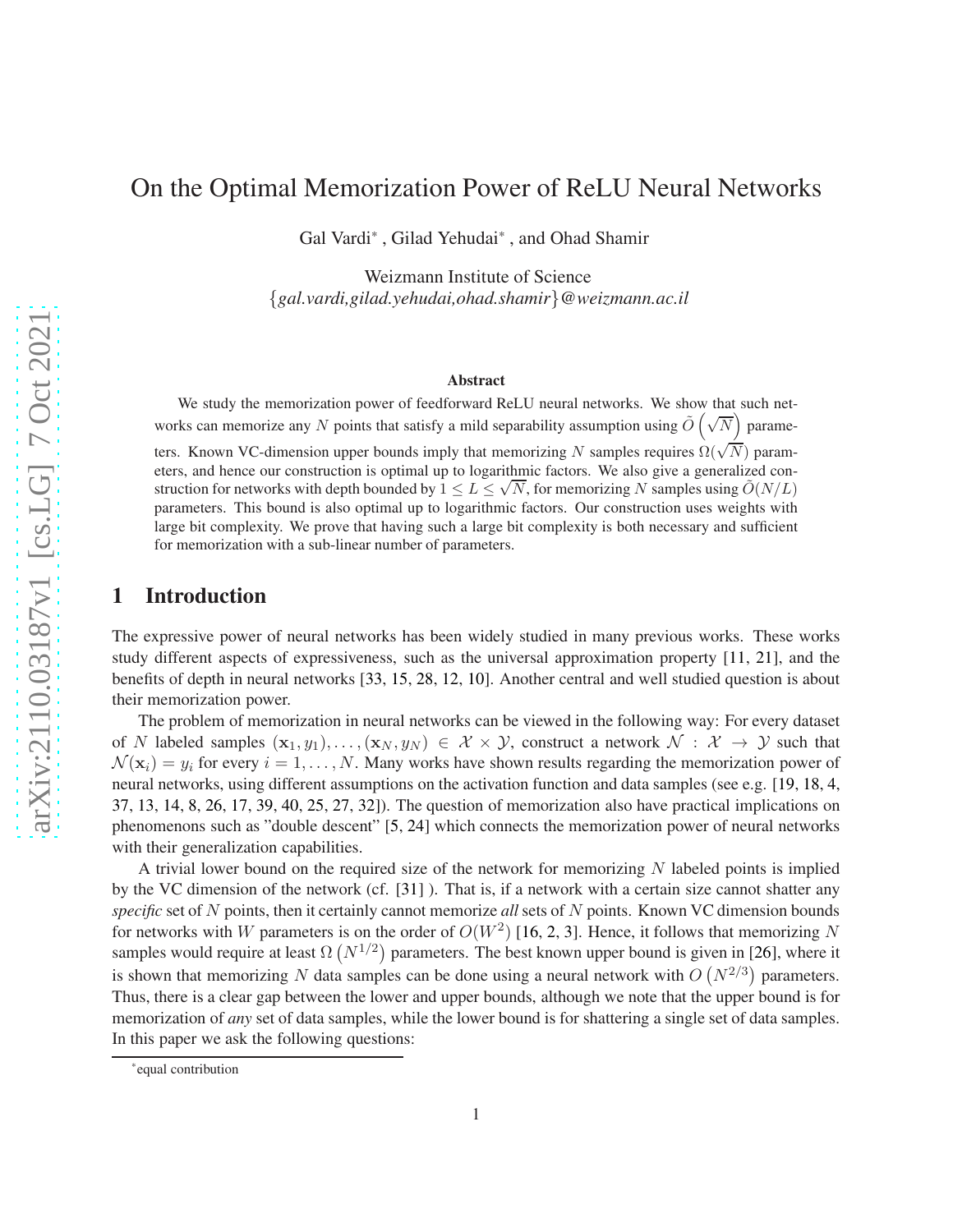# On the Optimal Memorization Power of ReLU Neural Networks

Gal Vardi[*], Gilad Yehudai[*], and Ohad Shamir

Weizmann Institute of Science
{*gal.vardi,gilad.yehudai,ohad.shamir*}@*weizmann.ac.il*

**Abstract**

We study the memorization power of feedforward ReLU neural networks. We show that such networks can memorize any $N$ points that satisfy a mild separability assumption using $\tilde{O}\left(\sqrt{N}\right)$ parameters. Known VC-dimension upper bounds imply that memorizing $N$ samples requires $\Omega(\sqrt{N})$ parameters, and hence our construction is optimal up to logarithmic factors. We also give a generalized construction for networks with depth bounded by $1 \leq L \leq \sqrt{N}$, for memorizing $N$ samples using $\tilde{O}(N/L)$ parameters. This bound is also optimal up to logarithmic factors. Our construction uses weights with large bit complexity. We prove that having such a large bit complexity is both necessary and sufficient for memorization with a sub-linear number of parameters.

## 1 Introduction

The expressive power of neural networks has been widely studied in many previous works. These works study different aspects of expressiveness, such as the universal approximation property [11, 21], and the benefits of depth in neural networks [33, 15, 28, 12, 10]. Another central and well studied question is about their memorization power.

The problem of memorization in neural networks can be viewed in the following way: For every dataset of $N$ labeled samples $(\mathbf{x}_1, y_1), \ldots, (\mathbf{x}_N, y_N) \in \mathcal{X} \times \mathcal{Y}$, construct a network $\mathcal{N} : \mathcal{X} \to \mathcal{Y}$ such that $\mathcal{N}(\mathbf{x}_i) = y_i$ for every $i = 1, \ldots, N$. Many works have shown results regarding the memorization power of neural networks, using different assumptions on the activation function and data samples (see e.g. [19, 18, 4, 37, 13, 14, 8, 26, 17, 39, 40, 25, 27, 32]). The question of memorization also have practical implications on phenomenons such as "double descent" [5, 24] which connects the memorization power of neural networks with their generalization capabilities.

A trivial lower bound on the required size of the network for memorizing $N$ labeled points is implied by the VC dimension of the network (cf. [31] ). That is, if a network with a certain size cannot shatter any *specific* set of $N$ points, then it certainly cannot memorize *all* sets of $N$ points. Known VC dimension bounds for networks with $W$ parameters is on the order of $O(W^2)$ [16, 2, 3]. Hence, it follows that memorizing $N$ samples would require at least $\Omega\left(N^{1/2}\right)$ parameters. The best known upper bound is given in [26], where it is shown that memorizing $N$ data samples can be done using a neural network with $O\left(N^{2/3}\right)$ parameters. Thus, there is a clear gap between the lower and upper bounds, although we note that the upper bound is for memorization of *any* set of data samples, while the lower bound is for shattering a single set of data samples. In this paper we ask the following questions:

[*] equal contribution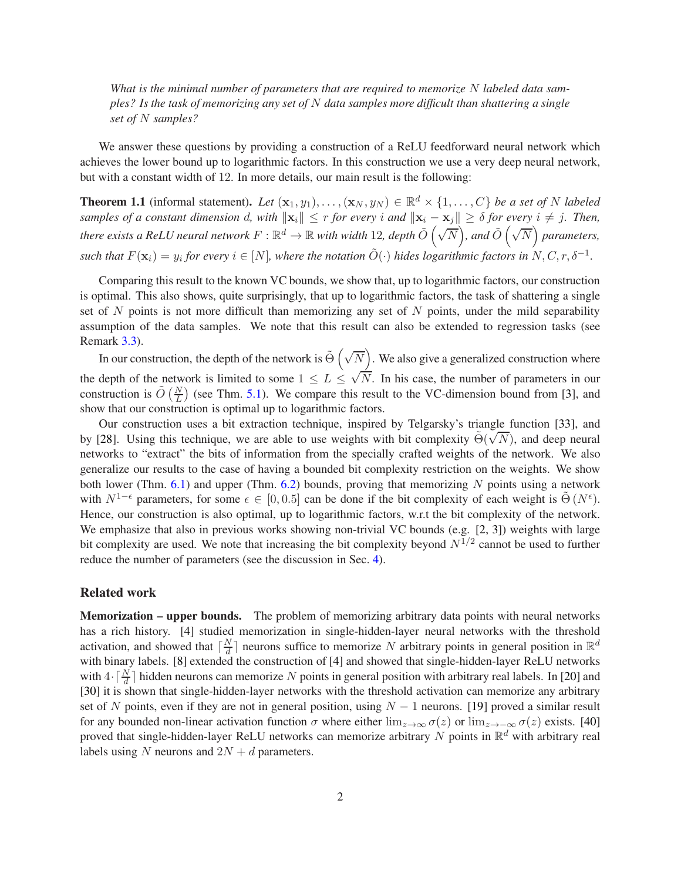*What is the minimal number of parameters that are required to memorize $N$ labeled data samples? Is the task of memorizing any set of $N$ data samples more difficult than shattering a single set of $N$ samples?*

We answer these questions by providing a construction of a ReLU feedforward neural network which achieves the lower bound up to logarithmic factors. In this construction we use a very deep neural network, but with a constant width of 12. In more details, our main result is the following:

**Theorem 1.1** (informal statement)**.** *Let $(\mathbf{x}_1, y_1), \dots, (\mathbf{x}_N, y_N) \in \mathbb{R}^d \times \{1, \dots, C\}$ be a set of $N$ labeled samples of a constant dimension $d$, with $\|\mathbf{x}_i\| \leq r$ for every $i$ and $\|\mathbf{x}_i - \mathbf{x}_j\| \geq \delta$ for every $i \neq j$. Then, there exists a ReLU neural network $F : \mathbb{R}^d \to \mathbb{R}$ with width 12, depth $\tilde{O}\left(\sqrt{N}\right)$, and $\tilde{O}\left(\sqrt{N}\right)$ parameters, such that $F(\mathbf{x}_i) = y_i$ for every $i \in [N]$, where the notation $\tilde{O}(\cdot)$ hides logarithmic factors in $N, C, r, \delta^{-1}$.*

Comparing this result to the known VC bounds, we show that, up to logarithmic factors, our construction is optimal. This also shows, quite surprisingly, that up to logarithmic factors, the task of shattering a single set of $N$ points is not more difficult than memorizing any set of $N$ points, under the mild separability assumption of the data samples. We note that this result can also be extended to regression tasks (see Remark 3.3).

In our construction, the depth of the network is $\tilde{\Theta}\left(\sqrt{N}\right)$. We also give a generalized construction where the depth of the network is limited to some $1 \leq L \leq \sqrt{N}$. In his case, the number of parameters in our construction is $\tilde{O}\left(\frac{N}{L}\right)$ (see Thm. 5.1). We compare this result to the VC-dimension bound from [3], and show that our construction is optimal up to logarithmic factors.

Our construction uses a bit extraction technique, inspired by Telgarsky's triangle function [33], and by [28]. Using this technique, we are able to use weights with bit complexity $\tilde{\Theta}(\sqrt{N})$, and deep neural networks to "extract" the bits of information from the specially crafted weights of the network. We also generalize our results to the case of having a bounded bit complexity restriction on the weights. We show both lower (Thm. 6.1) and upper (Thm. 6.2) bounds, proving that memorizing $N$ points using a network with $N^{1-\epsilon}$ parameters, for some $\epsilon \in [0, 0.5]$ can be done if the bit complexity of each weight is $\tilde{\Theta}\left(N^{\epsilon}\right)$. Hence, our construction is also optimal, up to logarithmic factors, w.r.t the bit complexity of the network. We emphasize that also in previous works showing non-trivial VC bounds (e.g. [2, 3]) weights with large bit complexity are used. We note that increasing the bit complexity beyond $N^{1/2}$ cannot be used to further reduce the number of parameters (see the discussion in Sec. 4).

## Related work

**Memorization – upper bounds.** The problem of memorizing arbitrary data points with neural networks has a rich history. [4] studied memorization in single-hidden-layer neural networks with the threshold activation, and showed that $\lceil \frac{N}{d} \rceil$ neurons suffice to memorize $N$ arbitrary points in general position in $\mathbb{R}^d$ with binary labels. [8] extended the construction of [4] and showed that single-hidden-layer ReLU networks with $4 \cdot \lceil \frac{N}{d} \rceil$ hidden neurons can memorize $N$ points in general position with arbitrary real labels. In [20] and [30] it is shown that single-hidden-layer networks with the threshold activation can memorize any arbitrary set of $N$ points, even if they are not in general position, using $N - 1$ neurons. [19] proved a similar result for any bounded non-linear activation function $\sigma$ where either $\lim_{z \to \infty} \sigma(z)$ or $\lim_{z \to -\infty} \sigma(z)$ exists. [40] proved that single-hidden-layer ReLU networks can memorize arbitrary $N$ points in $\mathbb{R}^d$ with arbitrary real labels using $N$ neurons and $2N + d$ parameters.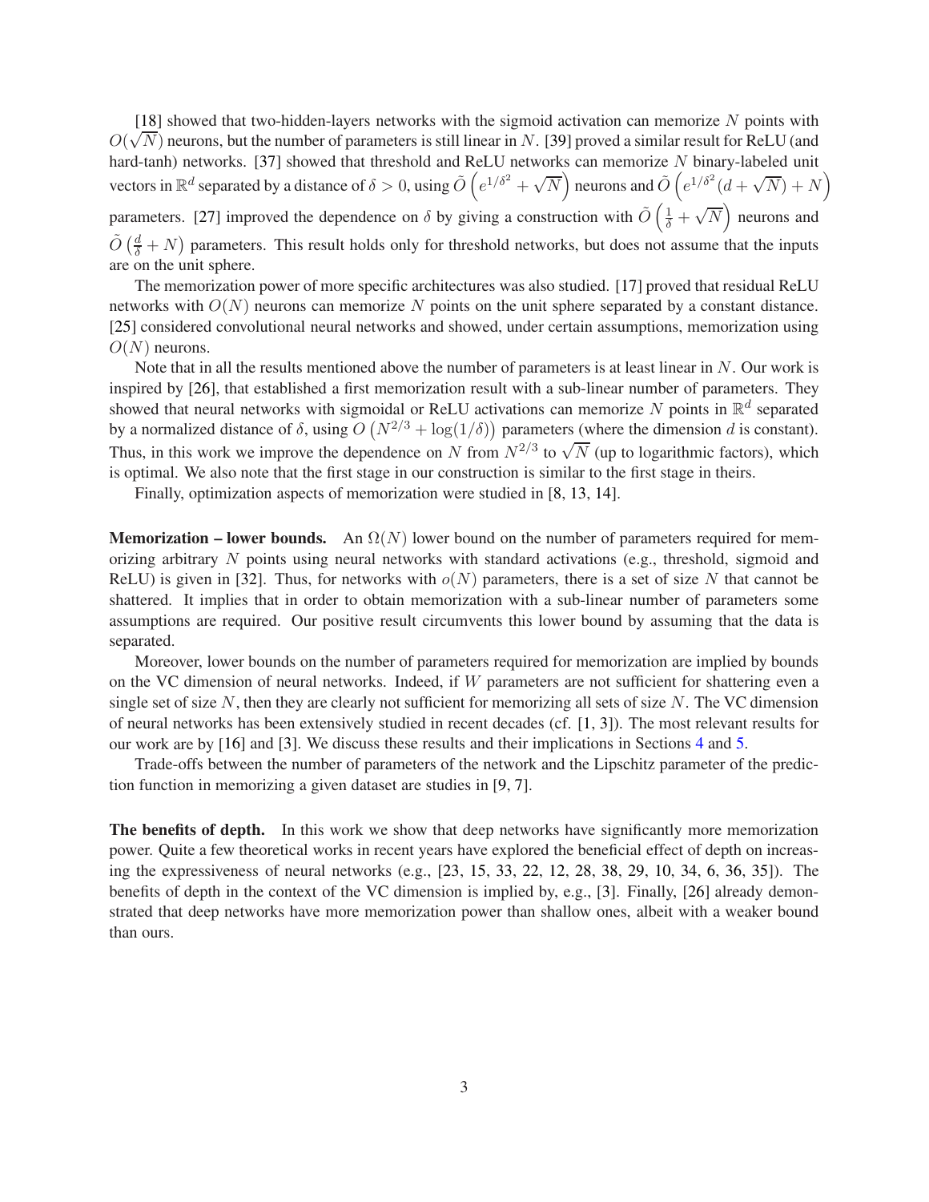[18] showed that two-hidden-layers networks with the sigmoid activation can memorize $N$ points with $O(\sqrt{N})$ neurons, but the number of parameters is still linear in $N$. [39] proved a similar result for ReLU (and hard-tanh) networks. [37] showed that threshold and ReLU networks can memorize $N$ binary-labeled unit vectors in $\mathbb{R}^d$ separated by a distance of $\delta > 0$, using $\tilde{O}\left(e^{1/\delta^2} + \sqrt{N}\right)$ neurons and $\tilde{O}\left(e^{1/\delta^2}(d + \sqrt{N}) + N\right)$ parameters. [27] improved the dependence on $\delta$ by giving a construction with $\tilde{O}\left(\frac{1}{\delta} + \sqrt{N}\right)$ neurons and $\tilde{O}\left(\frac{d}{\delta} + N\right)$ parameters. This result holds only for threshold networks, but does not assume that the inputs are on the unit sphere.

The memorization power of more specific architectures was also studied. [17] proved that residual ReLU networks with $O(N)$ neurons can memorize $N$ points on the unit sphere separated by a constant distance. [25] considered convolutional neural networks and showed, under certain assumptions, memorization using $O(N)$ neurons.

Note that in all the results mentioned above the number of parameters is at least linear in $N$. Our work is inspired by [26], that established a first memorization result with a sub-linear number of parameters. They showed that neural networks with sigmoidal or ReLU activations can memorize $N$ points in $\mathbb{R}^d$ separated by a normalized distance of $\delta$, using $O\left(N^{2/3} + \log(1/\delta)\right)$ parameters (where the dimension $d$ is constant). Thus, in this work we improve the dependence on $N$ from $N^{2/3}$ to $\sqrt{N}$ (up to logarithmic factors), which is optimal. We also note that the first stage in our construction is similar to the first stage in theirs.

Finally, optimization aspects of memorization were studied in [8, 13, 14].

**Memorization – lower bounds.** An $\Omega(N)$ lower bound on the number of parameters required for memorizing arbitrary $N$ points using neural networks with standard activations (e.g., threshold, sigmoid and ReLU) is given in [32]. Thus, for networks with $o(N)$ parameters, there is a set of size $N$ that cannot be shattered. It implies that in order to obtain memorization with a sub-linear number of parameters some assumptions are required. Our positive result circumvents this lower bound by assuming that the data is separated.

Moreover, lower bounds on the number of parameters required for memorization are implied by bounds on the VC dimension of neural networks. Indeed, if $W$ parameters are not sufficient for shattering even a single set of size $N$, then they are clearly not sufficient for memorizing all sets of size $N$. The VC dimension of neural networks has been extensively studied in recent decades (cf. [1, 3]). The most relevant results for our work are by [16] and [3]. We discuss these results and their implications in Sections 4 and 5.

Trade-offs between the number of parameters of the network and the Lipschitz parameter of the prediction function in memorizing a given dataset are studies in [9, 7].

**The benefits of depth.** In this work we show that deep networks have significantly more memorization power. Quite a few theoretical works in recent years have explored the beneficial effect of depth on increasing the expressiveness of neural networks (e.g., [23, 15, 33, 22, 12, 28, 38, 29, 10, 34, 6, 36, 35]). The benefits of depth in the context of the VC dimension is implied by, e.g., [3]. Finally, [26] already demonstrated that deep networks have more memorization power than shallow ones, albeit with a weaker bound than ours.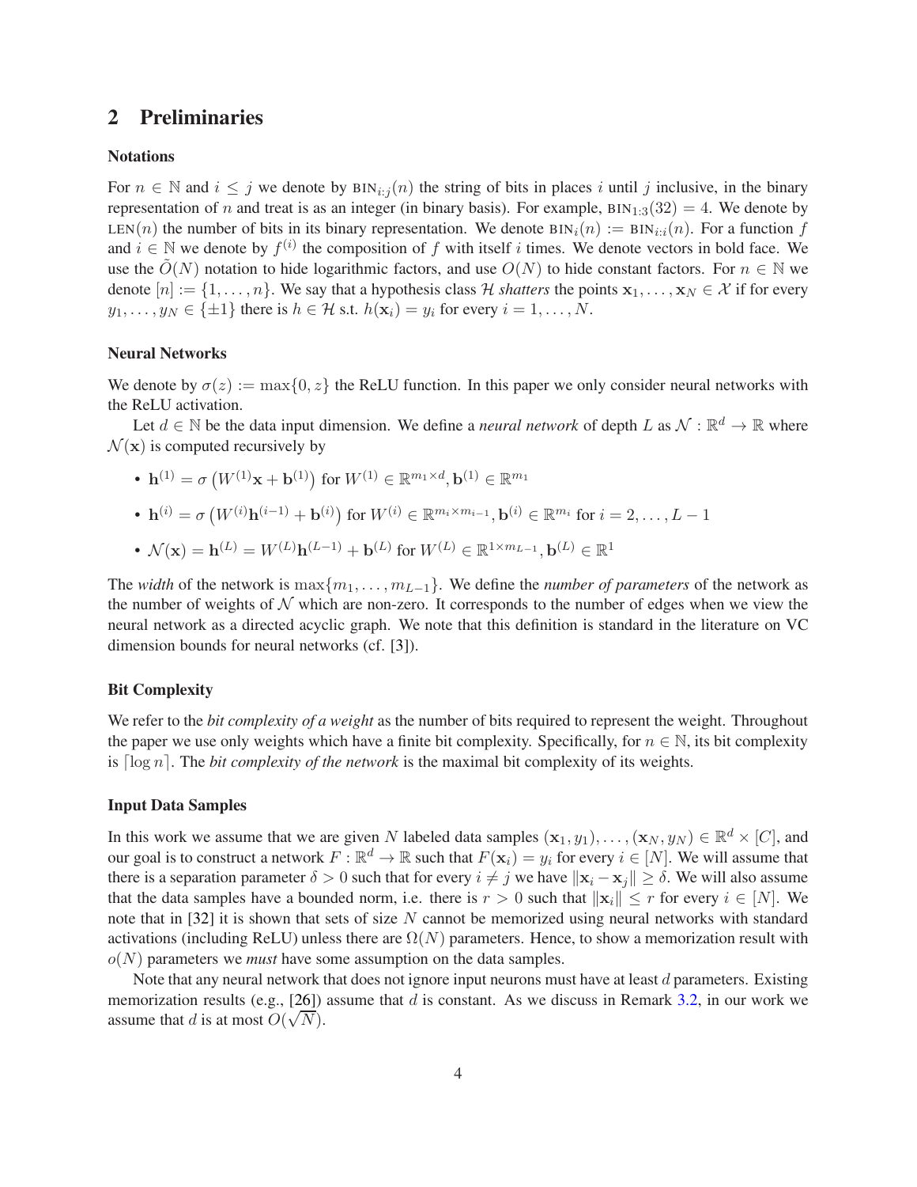## 2 Preliminaries

### Notations

For $n \in \mathbb{N}$ and $i \leq j$ we denote by $\text{BIN}_{i:j}(n)$ the string of bits in places $i$ until $j$ inclusive, in the binary representation of $n$ and treat is as an integer (in binary basis). For example, $\text{BIN}_{1:3}(32) = 4$. We denote by $\text{LEN}(n)$ the number of bits in its binary representation. We denote $\text{BIN}_i(n) := \text{BIN}_{i:i}(n)$. For a function $f$ and $i \in \mathbb{N}$ we denote by $f^{(i)}$ the composition of $f$ with itself $i$ times. We denote vectors in bold face. We use the $\tilde{O}(N)$ notation to hide logarithmic factors, and use $O(N)$ to hide constant factors. For $n \in \mathbb{N}$ we denote $[n] := \{1, \dots, n\}$. We say that a hypothesis class $\mathcal{H}$ *shatters* the points $\mathbf{x}_1, \dots, \mathbf{x}_N \in \mathcal{X}$ if for every $y_1, \dots, y_N \in \{\pm 1\}$ there is $h \in \mathcal{H}$ s.t. $h(\mathbf{x}_i) = y_i$ for every $i = 1, \dots, N$.

### Neural Networks

We denote by $\sigma(z) := \max\{0, z\}$ the ReLU function. In this paper we only consider neural networks with the ReLU activation.

Let $d \in \mathbb{N}$ be the data input dimension. We define a *neural network* of depth $L$ as $\mathcal{N} : \mathbb{R}^d \to \mathbb{R}$ where $\mathcal{N}(\mathbf{x})$ is computed recursively by

- $\mathbf{h}^{(1)} = \sigma\left(W^{(1)}\mathbf{x} + \mathbf{b}^{(1)}\right)$ for $W^{(1)} \in \mathbb{R}^{m_1 \times d}, \mathbf{b}^{(1)} \in \mathbb{R}^{m_1}$
- $\mathbf{h}^{(i)} = \sigma\left(W^{(i)}\mathbf{h}^{(i-1)} + \mathbf{b}^{(i)}\right)$ for $W^{(i)} \in \mathbb{R}^{m_i \times m_{i-1}}, \mathbf{b}^{(i)} \in \mathbb{R}^{m_i}$ for $i = 2, \dots, L-1$
- $\mathcal{N}(\mathbf{x}) = \mathbf{h}^{(L)} = W^{(L)}\mathbf{h}^{(L-1)} + \mathbf{b}^{(L)}$ for $W^{(L)} \in \mathbb{R}^{1 \times m_{L-1}}, \mathbf{b}^{(L)} \in \mathbb{R}^1$

The *width* of the network is $\max\{m_1, \dots, m_{L-1}\}$. We define the *number of parameters* of the network as the number of weights of $\mathcal{N}$ which are non-zero. It corresponds to the number of edges when we view the neural network as a directed acyclic graph. We note that this definition is standard in the literature on VC dimension bounds for neural networks (cf. [3]).

### Bit Complexity

We refer to the *bit complexity of a weight* as the number of bits required to represent the weight. Throughout the paper we use only weights which have a finite bit complexity. Specifically, for $n \in \mathbb{N}$, its bit complexity is $\lceil \log n \rceil$. The *bit complexity of the network* is the maximal bit complexity of its weights.

### Input Data Samples

In this work we assume that we are given $N$ labeled data samples $(\mathbf{x}_1, y_1), \dots, (\mathbf{x}_N, y_N) \in \mathbb{R}^d \times [C]$, and our goal is to construct a network $F : \mathbb{R}^d \to \mathbb{R}$ such that $F(\mathbf{x}_i) = y_i$ for every $i \in [N]$. We will assume that there is a separation parameter $\delta > 0$ such that for every $i \neq j$ we have $\|\mathbf{x}_i - \mathbf{x}_j\| \geq \delta$. We will also assume that the data samples have a bounded norm, i.e. there is $r > 0$ such that $\|\mathbf{x}_i\| \leq r$ for every $i \in [N]$. We note that in [32] it is shown that sets of size $N$ cannot be memorized using neural networks with standard activations (including ReLU) unless there are $\Omega(N)$ parameters. Hence, to show a memorization result with $o(N)$ parameters we *must* have some assumption on the data samples.

Note that any neural network that does not ignore input neurons must have at least $d$ parameters. Existing memorization results (e.g., [26]) assume that $d$ is constant. As we discuss in Remark 3.2, in our work we assume that $d$ is at most $O(\sqrt{N})$.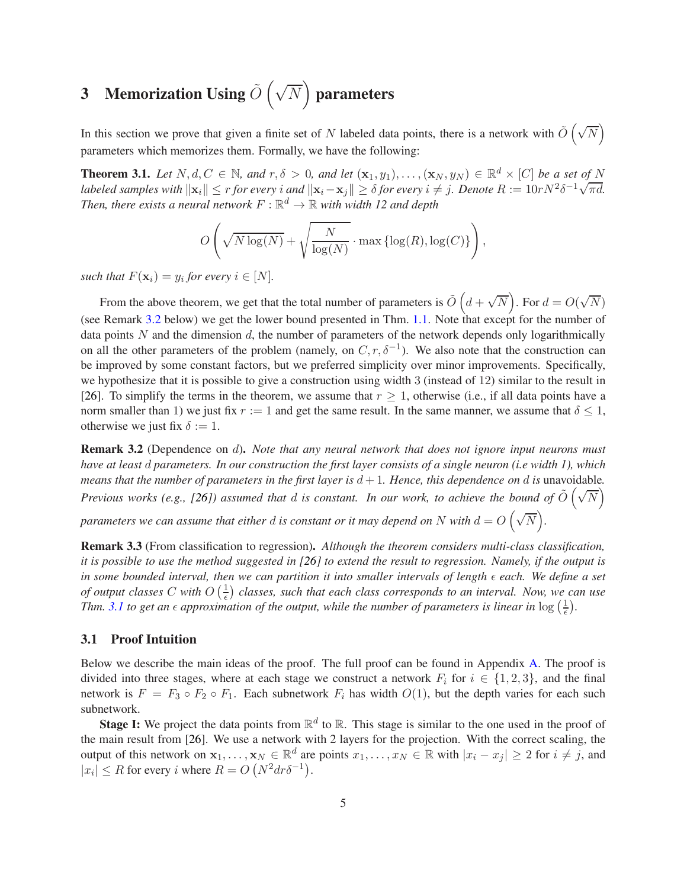# 3 Memorization Using $\tilde{O}\left(\sqrt{N}\right)$ parameters

In this section we prove that given a finite set of $N$ labeled data points, there is a network with $\tilde{O}\left(\sqrt{N}\right)$ parameters which memorizes them. Formally, we have the following:

**Theorem 3.1.** *Let $N, d, C \in \mathbb{N}$, and $r, \delta > 0$, and let $(\mathbf{x}_1, y_1), \dots, (\mathbf{x}_N, y_N) \in \mathbb{R}^d \times [C]$ be a set of $N$ labeled samples with $\|\mathbf{x}_i\| \leq r$ for every $i$ and $\|\mathbf{x}_i - \mathbf{x}_j\| \geq \delta$ for every $i \neq j$. Denote $R := 10rN^2\delta^{-1}\sqrt{\pi d}$. Then, there exists a neural network $F : \mathbb{R}^d \to \mathbb{R}$ with width 12 and depth*

$$O\left(\sqrt{N \log(N)} + \sqrt{\frac{N}{\log(N)}} \cdot \max\{\log(R), \log(C)\}\right),$$

*such that $F(\mathbf{x}_i) = y_i$ for every $i \in [N]$.*

From the above theorem, we get that the total number of parameters is $\tilde{O}\left(d + \sqrt{N}\right)$. For $d = O(\sqrt{N})$ (see Remark 3.2 below) we get the lower bound presented in Thm. 1.1. Note that except for the number of data points $N$ and the dimension $d$, the number of parameters of the network depends only logarithmically on all the other parameters of the problem (namely, on $C, r, \delta^{-1}$). We also note that the construction can be improved by some constant factors, but we preferred simplicity over minor improvements. Specifically, we hypothesize that it is possible to give a construction using width 3 (instead of 12) similar to the result in [26]. To simplify the terms in the theorem, we assume that $r \geq 1$, otherwise (i.e., if all data points have a norm smaller than 1) we just fix $r := 1$ and get the same result. In the same manner, we assume that $\delta \leq 1$, otherwise we just fix $\delta := 1$.

**Remark 3.2** (Dependence on $d$)**.** *Note that any neural network that does not ignore input neurons must have at least $d$ parameters. In our construction the first layer consists of a single neuron (i.e width 1), which means that the number of parameters in the first layer is $d+1$. Hence, this dependence on $d$ is* unavoidable*. Previous works (e.g., [26]) assumed that $d$ is constant. In our work, to achieve the bound of $\tilde{O}\left(\sqrt{N}\right)$ parameters we can assume that either $d$ is constant or it may depend on $N$ with $d = O\left(\sqrt{N}\right)$.*

**Remark 3.3** (From classification to regression)**.** *Although the theorem considers multi-class classification, it is possible to use the method suggested in [26] to extend the result to regression. Namely, if the output is in some bounded interval, then we can partition it into smaller intervals of length $\epsilon$ each. We define a set of output classes $C$ with $O\left(\frac{1}{\epsilon}\right)$ classes, such that each class corresponds to an interval. Now, we can use Thm. 3.1 to get an $\epsilon$ approximation of the output, while the number of parameters is linear in $\log\left(\frac{1}{\epsilon}\right)$.*

## 3.1 Proof Intuition

Below we describe the main ideas of the proof. The full proof can be found in Appendix A. The proof is divided into three stages, where at each stage we construct a network $F_i$ for $i \in \{1, 2, 3\}$, and the final network is $F = F_3 \circ F_2 \circ F_1$. Each subnetwork $F_i$ has width $O(1)$, but the depth varies for each such subnetwork.

**Stage I:** We project the data points from $\mathbb{R}^d$ to $\mathbb{R}$. This stage is similar to the one used in the proof of the main result from [26]. We use a network with 2 layers for the projection. With the correct scaling, the output of this network on $\mathbf{x}_1, \dots, \mathbf{x}_N \in \mathbb{R}^d$ are points $x_1, \dots, x_N \in \mathbb{R}$ with $|x_i - x_j| \geq 2$ for $i \neq j$, and $|x_i| \leq R$ for every $i$ where $R = O\left(N^2 dr\delta^{-1}\right)$.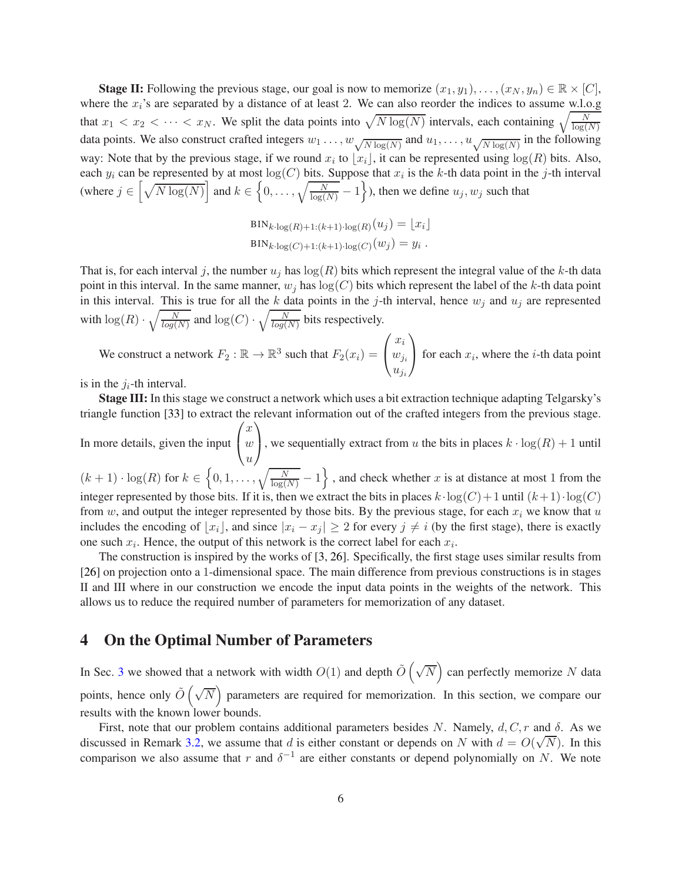**Stage II:** Following the previous stage, our goal is now to memorize $(x_1, y_1), \dots, (x_N, y_n) \in \mathbb{R} \times [C]$, where the $x_i$'s are separated by a distance of at least 2. We can also reorder the indices to assume w.l.o.g that $x_1 < x_2 < \dots < x_N$. We split the data points into $\sqrt{N \log(N)}$ intervals, each containing $\sqrt{\frac{N}{\log(N)}}$ data points. We also construct crafted integers $w_1 \dots, w_{\sqrt{N \log(N)}}$ and $u_1, \dots, u_{\sqrt{N \log(N)}}$ in the following way: Note that by the previous stage, if we round $x_i$ to $\lfloor x_i \rfloor$, it can be represented using $\log(R)$ bits. Also, each $y_i$ can be represented by at most $\log(C)$ bits. Suppose that $x_i$ is the $k$-th data point in the $j$-th interval (where $j \in \left[\sqrt{N \log(N)}\right]$ and $k \in \left\{0, \dots, \sqrt{\frac{N}{\log(N)}} - 1\right\}$), then we define $u_j, w_j$ such that

$$\text{BIN}_{k \cdot \log(R)+1:(k+1) \cdot \log(R)}(u_j) = \lfloor x_i \rfloor$$
$$\text{BIN}_{k \cdot \log(C)+1:(k+1) \cdot \log(C)}(w_j) = y_i \; .$$

That is, for each interval $j$, the number $u_j$ has $\log(R)$ bits which represent the integral value of the $k$-th data point in this interval. In the same manner, $w_j$ has $\log(C)$ bits which represent the label of the $k$-th data point in this interval. This is true for all the $k$ data points in the $j$-th interval, hence $w_j$ and $u_j$ are represented with $\log(R) \cdot \sqrt{\frac{N}{log(N)}}$ and $\log(C) \cdot \sqrt{\frac{N}{log(N)}}$ bits respectively.

We construct a network $F_2 : \mathbb{R} \to \mathbb{R}^3$ such that $F_2(x_i) = \begin{pmatrix} x_i \\ w_{j_i} \\ u_{j_i} \end{pmatrix}$ for each $x_i$, where the $i$-th data point is in the $j_i$-th interval.

**Stage III:** In this stage we construct a network which uses a bit extraction technique adapting Telgarsky's triangle function [33] to extract the relevant information out of the crafted integers from the previous stage. In more details, given the input $\begin{pmatrix} x \\ w \\ u \end{pmatrix}$, we sequentially extract from $u$ the bits in places $k \cdot \log(R) + 1$ until $(k+1) \cdot \log(R)$ for $k \in \left\{0, 1, \dots, \sqrt{\frac{N}{\log(N)}} - 1\right\}$, and check whether $x$ is at distance at most 1 from the integer represented by those bits. If it is, then we extract the bits in places $k \cdot \log(C)+1$ until $(k+1) \cdot \log(C)$ from $w$, and output the integer represented by those bits. By the previous stage, for each $x_i$ we know that $u$ includes the encoding of $\lfloor x_i \rfloor$, and since $|x_i - x_j| \geq 2$ for every $j \neq i$ (by the first stage), there is exactly one such $x_i$. Hence, the output of this network is the correct label for each $x_i$.

The construction is inspired by the works of [3, 26]. Specifically, the first stage uses similar results from [26] on projection onto a 1-dimensional space. The main difference from previous constructions is in stages II and III where in our construction we encode the input data points in the weights of the network. This allows us to reduce the required number of parameters for memorization of any dataset.

## 4 On the Optimal Number of Parameters

In Sec. 3 we showed that a network with width $O(1)$ and depth $\tilde{O}\left(\sqrt{N}\right)$ can perfectly memorize $N$ data points, hence only $\tilde{O}\left(\sqrt{N}\right)$ parameters are required for memorization. In this section, we compare our results with the known lower bounds.

First, note that our problem contains additional parameters besides $N$. Namely, $d, C, r$ and $\delta$. As we discussed in Remark 3.2, we assume that $d$ is either constant or depends on $N$ with $d = O(\sqrt{N})$. In this comparison we also assume that $r$ and $\delta^{-1}$ are either constants or depend polynomially on $N$. We note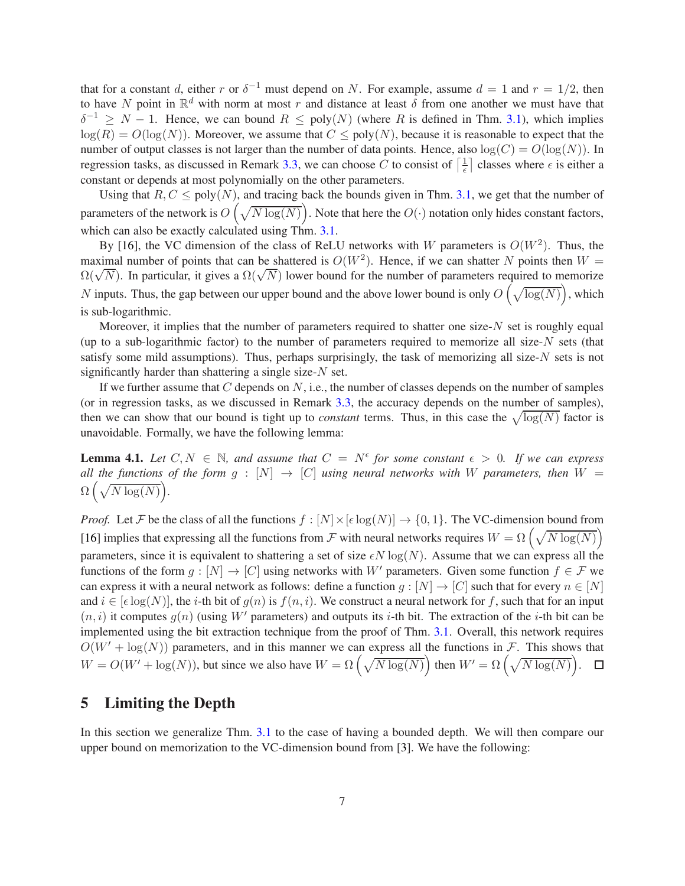that for a constant $d$, either $r$ or $\delta^{-1}$ must depend on $N$. For example, assume $d = 1$ and $r = 1/2$, then to have $N$ point in $\mathbb{R}^d$ with norm at most $r$ and distance at least $\delta$ from one another we must have that $\delta^{-1} \geq N - 1$. Hence, we can bound $R \leq \text{poly}(N)$ (where $R$ is defined in Thm. 3.1), which implies $\log(R) = O(\log(N))$. Moreover, we assume that $C \leq \text{poly}(N)$, because it is reasonable to expect that the number of output classes is not larger than the number of data points. Hence, also $\log(C) = O(\log(N))$. In regression tasks, as discussed in Remark 3.3, we can choose $C$ to consist of $\lceil \frac{1}{\epsilon} \rceil$ classes where $\epsilon$ is either a constant or depends at most polynomially on the other parameters.

Using that $R, C \leq \text{poly}(N)$, and tracing back the bounds given in Thm. 3.1, we get that the number of parameters of the network is $O\left(\sqrt{N\log(N)}\right)$. Note that here the $O(\cdot)$ notation only hides constant factors, which can also be exactly calculated using Thm. 3.1.

By [16], the VC dimension of the class of ReLU networks with $W$ parameters is $O(W^2)$. Thus, the maximal number of points that can be shattered is $O(W^2)$. Hence, if we can shatter $N$ points then $W = \Omega(\sqrt{N})$. In particular, it gives a $\Omega(\sqrt{N})$ lower bound for the number of parameters required to memorize $N$ inputs. Thus, the gap between our upper bound and the above lower bound is only $O\left(\sqrt{\log(N)}\right)$, which is sub-logarithmic.

Moreover, it implies that the number of parameters required to shatter one size-$N$ set is roughly equal (up to a sub-logarithmic factor) to the number of parameters required to memorize all size-$N$ sets (that satisfy some mild assumptions). Thus, perhaps surprisingly, the task of memorizing all size-$N$ sets is not significantly harder than shattering a single size-$N$ set.

If we further assume that $C$ depends on $N$, i.e., the number of classes depends on the number of samples (or in regression tasks, as we discussed in Remark 3.3, the accuracy depends on the number of samples), then we can show that our bound is tight up to *constant* terms. Thus, in this case the $\sqrt{\log(N)}$ factor is unavoidable. Formally, we have the following lemma:

**Lemma 4.1.** *Let $C, N \in \mathbb{N}$, and assume that $C = N^\epsilon$ for some constant $\epsilon > 0$. If we can express all the functions of the form $g : [N] \to [C]$ using neural networks with $W$ parameters, then $W = \Omega\left(\sqrt{N\log(N)}\right)$.*

*Proof.* Let $\mathcal{F}$ be the class of all the functions $f : [N] \times [\epsilon \log(N)] \to \{0, 1\}$. The VC-dimension bound from [16] implies that expressing all the functions from $\mathcal{F}$ with neural networks requires $W = \Omega\left(\sqrt{N\log(N)}\right)$ parameters, since it is equivalent to shattering a set of size $\epsilon N \log(N)$. Assume that we can express all the functions of the form $g : [N] \to [C]$ using networks with $W'$ parameters. Given some function $f \in \mathcal{F}$ we can express it with a neural network as follows: define a function $g : [N] \to [C]$ such that for every $n \in [N]$ and $i \in [\epsilon \log(N)]$, the $i$-th bit of $g(n)$ is $f(n, i)$. We construct a neural network for $f$, such that for an input $(n, i)$ it computes $g(n)$ (using $W'$ parameters) and outputs its $i$-th bit. The extraction of the $i$-th bit can be implemented using the bit extraction technique from the proof of Thm. 3.1. Overall, this network requires $O(W' + \log(N))$ parameters, and in this manner we can express all the functions in $\mathcal{F}$. This shows that $W = O(W' + \log(N))$, but since we also have $W = \Omega\left(\sqrt{N\log(N)}\right)$ then $W' = \Omega\left(\sqrt{N\log(N)}\right)$. $\square$

# 5 Limiting the Depth

In this section we generalize Thm. 3.1 to the case of having a bounded depth. We will then compare our upper bound on memorization to the VC-dimension bound from [3]. We have the following: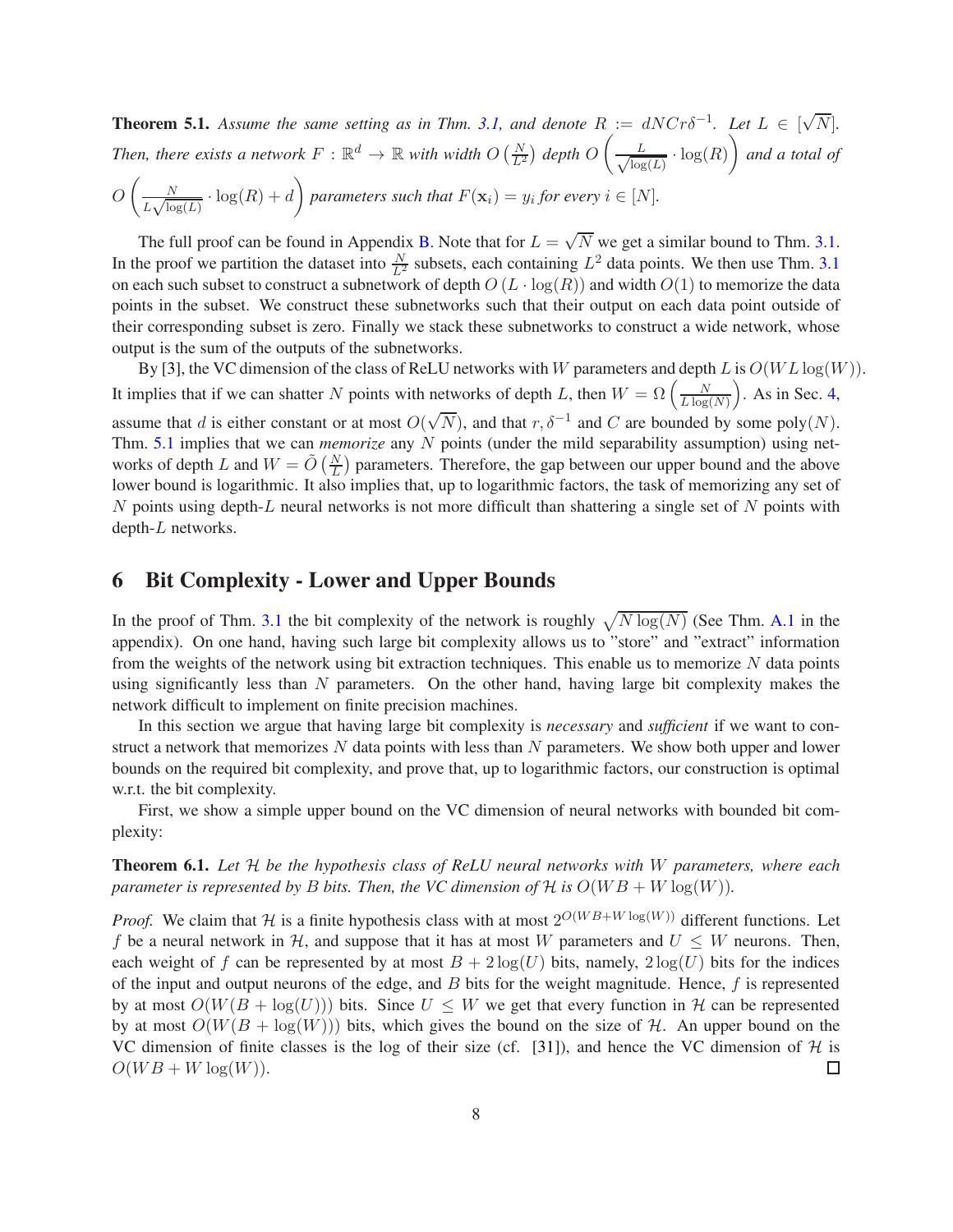**Theorem 5.1.** *Assume the same setting as in Thm. 3.1, and denote $R := dNCr\delta^{-1}$. Let $L \in [\sqrt{N}]$. Then, there exists a network $F : \mathbb{R}^d \to \mathbb{R}$ with width $O\left(\frac{N}{L^2}\right)$ depth $O\left(\frac{L}{\sqrt{\log(L)}} \cdot \log(R)\right)$ and a total of $O\left(\frac{N}{L\sqrt{\log(L)}} \cdot \log(R) + d\right)$ parameters such that $F(\mathbf{x}_i) = y_i$ for every $i \in [N]$.*

The full proof can be found in Appendix B. Note that for $L = \sqrt{N}$ we get a similar bound to Thm. 3.1. In the proof we partition the dataset into $\frac{N}{L^2}$ subsets, each containing $L^2$ data points. We then use Thm. 3.1 on each such subset to construct a subnetwork of depth $O(L \cdot \log(R))$ and width $O(1)$ to memorize the data points in the subset. We construct these subnetworks such that their output on each data point outside of their corresponding subset is zero. Finally we stack these subnetworks to construct a wide network, whose output is the sum of the outputs of the subnetworks.

By [3], the VC dimension of the class of ReLU networks with $W$ parameters and depth $L$ is $O(WL\log(W))$. It implies that if we can shatter $N$ points with networks of depth $L$, then $W = \Omega\left(\frac{N}{L\log(N)}\right)$. As in Sec. 4, assume that $d$ is either constant or at most $O(\sqrt{N})$, and that $r, \delta^{-1}$ and $C$ are bounded by some poly$(N)$. Thm. 5.1 implies that we can *memorize* any $N$ points (under the mild separability assumption) using networks of depth $L$ and $W = \tilde{O}\left(\frac{N}{L}\right)$ parameters. Therefore, the gap between our upper bound and the above lower bound is logarithmic. It also implies that, up to logarithmic factors, the task of memorizing any set of $N$ points using depth-$L$ neural networks is not more difficult than shattering a single set of $N$ points with depth-$L$ networks.

## 6 Bit Complexity - Lower and Upper Bounds

In the proof of Thm. 3.1 the bit complexity of the network is roughly $\sqrt{N\log(N)}$ (See Thm. A.1 in the appendix). On one hand, having such large bit complexity allows us to "store" and "extract" information from the weights of the network using bit extraction techniques. This enable us to memorize $N$ data points using significantly less than $N$ parameters. On the other hand, having large bit complexity makes the network difficult to implement on finite precision machines.

In this section we argue that having large bit complexity is *necessary* and *sufficient* if we want to construct a network that memorizes $N$ data points with less than $N$ parameters. We show both upper and lower bounds on the required bit complexity, and prove that, up to logarithmic factors, our construction is optimal w.r.t. the bit complexity.

First, we show a simple upper bound on the VC dimension of neural networks with bounded bit complexity:

**Theorem 6.1.** *Let $\mathcal{H}$ be the hypothesis class of ReLU neural networks with $W$ parameters, where each parameter is represented by $B$ bits. Then, the VC dimension of $\mathcal{H}$ is $O(WB + W\log(W))$.*

*Proof.* We claim that $\mathcal{H}$ is a finite hypothesis class with at most $2^{O(WB+W\log(W))}$ different functions. Let $f$ be a neural network in $\mathcal{H}$, and suppose that it has at most $W$ parameters and $U \leq W$ neurons. Then, each weight of $f$ can be represented by at most $B + 2\log(U)$ bits, namely, $2\log(U)$ bits for the indices of the input and output neurons of the edge, and $B$ bits for the weight magnitude. Hence, $f$ is represented by at most $O(W(B + \log(U)))$ bits. Since $U \leq W$ we get that every function in $\mathcal{H}$ can be represented by at most $O(W(B + \log(W)))$ bits, which gives the bound on the size of $\mathcal{H}$. An upper bound on the VC dimension of finite classes is the log of their size (cf. [31]), and hence the VC dimension of $\mathcal{H}$ is $O(WB + W\log(W))$. ☐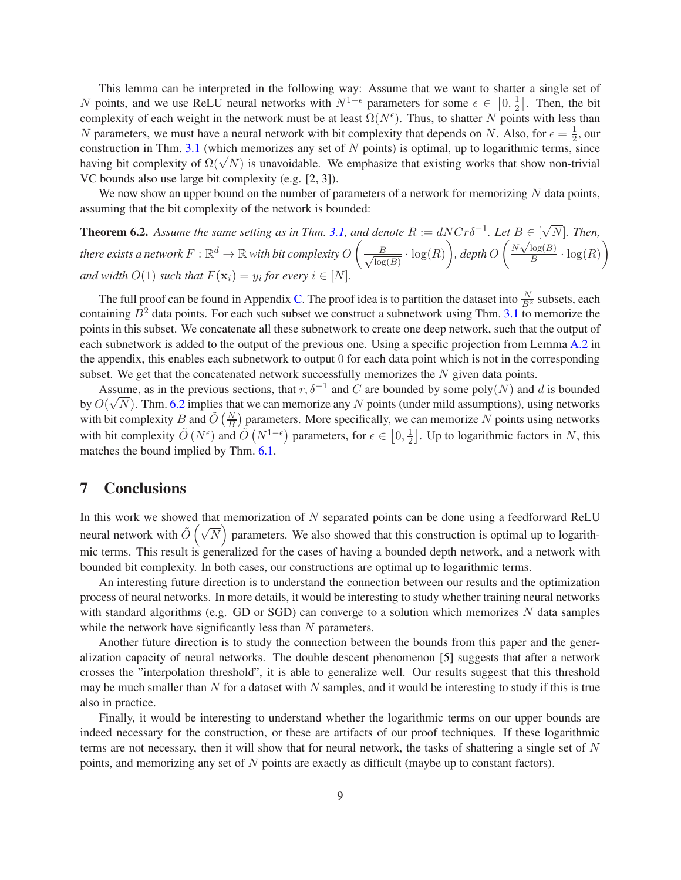This lemma can be interpreted in the following way: Assume that we want to shatter a single set of $N$ points, and we use ReLU neural networks with $N^{1-\epsilon}$ parameters for some $\epsilon \in \left[0, \frac{1}{2}\right]$. Then, the bit complexity of each weight in the network must be at least $\Omega(N^\epsilon)$. Thus, to shatter $N$ points with less than $N$ parameters, we must have a neural network with bit complexity that depends on $N$. Also, for $\epsilon = \frac{1}{2}$, our construction in Thm. 3.1 (which memorizes any set of $N$ points) is optimal, up to logarithmic terms, since having bit complexity of $\Omega(\sqrt{N})$ is unavoidable. We emphasize that existing works that show non-trivial VC bounds also use large bit complexity (e.g. [2, 3]).

We now show an upper bound on the number of parameters of a network for memorizing $N$ data points, assuming that the bit complexity of the network is bounded:

**Theorem 6.2.** *Assume the same setting as in Thm. 3.1, and denote $R := dNCr\delta^{-1}$. Let $B \in [\sqrt{N}]$. Then, there exists a network $F : \mathbb{R}^d \to \mathbb{R}$ with bit complexity $O\left(\frac{B}{\sqrt{\log(B)}} \cdot \log(R)\right)$, depth $O\left(\frac{N\sqrt{\log(B)}}{B} \cdot \log(R)\right)$ and width $O(1)$ such that $F(\mathbf{x}_i) = y_i$ for every $i \in [N]$.*

The full proof can be found in Appendix C. The proof idea is to partition the dataset into $\frac{N}{B^2}$ subsets, each containing $B^2$ data points. For each such subset we construct a subnetwork using Thm. 3.1 to memorize the points in this subset. We concatenate all these subnetwork to create one deep network, such that the output of each subnetwork is added to the output of the previous one. Using a specific projection from Lemma A.2 in the appendix, this enables each subnetwork to output 0 for each data point which is not in the corresponding subset. We get that the concatenated network successfully memorizes the $N$ given data points.

Assume, as in the previous sections, that $r, \delta^{-1}$ and $C$ are bounded by some $\text{poly}(N)$ and $d$ is bounded by $O(\sqrt{N})$. Thm. 6.2 implies that we can memorize any $N$ points (under mild assumptions), using networks with bit complexity $B$ and $\tilde{O}\left(\frac{N}{B}\right)$ parameters. More specifically, we can memorize $N$ points using networks with bit complexity $\tilde{O}\left(N^\epsilon\right)$ and $\tilde{O}\left(N^{1-\epsilon}\right)$ parameters, for $\epsilon \in \left[0, \frac{1}{2}\right]$. Up to logarithmic factors in $N$, this matches the bound implied by Thm. 6.1.

# 7 Conclusions

In this work we showed that memorization of $N$ separated points can be done using a feedforward ReLU neural network with $\tilde{O}\left(\sqrt{N}\right)$ parameters. We also showed that this construction is optimal up to logarithmic terms. This result is generalized for the cases of having a bounded depth network, and a network with bounded bit complexity. In both cases, our constructions are optimal up to logarithmic terms.

An interesting future direction is to understand the connection between our results and the optimization process of neural networks. In more details, it would be interesting to study whether training neural networks with standard algorithms (e.g. GD or SGD) can converge to a solution which memorizes $N$ data samples while the network have significantly less than $N$ parameters.

Another future direction is to study the connection between the bounds from this paper and the generalization capacity of neural networks. The double descent phenomenon [5] suggests that after a network crosses the "interpolation threshold", it is able to generalize well. Our results suggest that this threshold may be much smaller than $N$ for a dataset with $N$ samples, and it would be interesting to study if this is true also in practice.

Finally, it would be interesting to understand whether the logarithmic terms on our upper bounds are indeed necessary for the construction, or these are artifacts of our proof techniques. If these logarithmic terms are not necessary, then it will show that for neural network, the tasks of shattering a single set of $N$ points, and memorizing any set of $N$ points are exactly as difficult (maybe up to constant factors).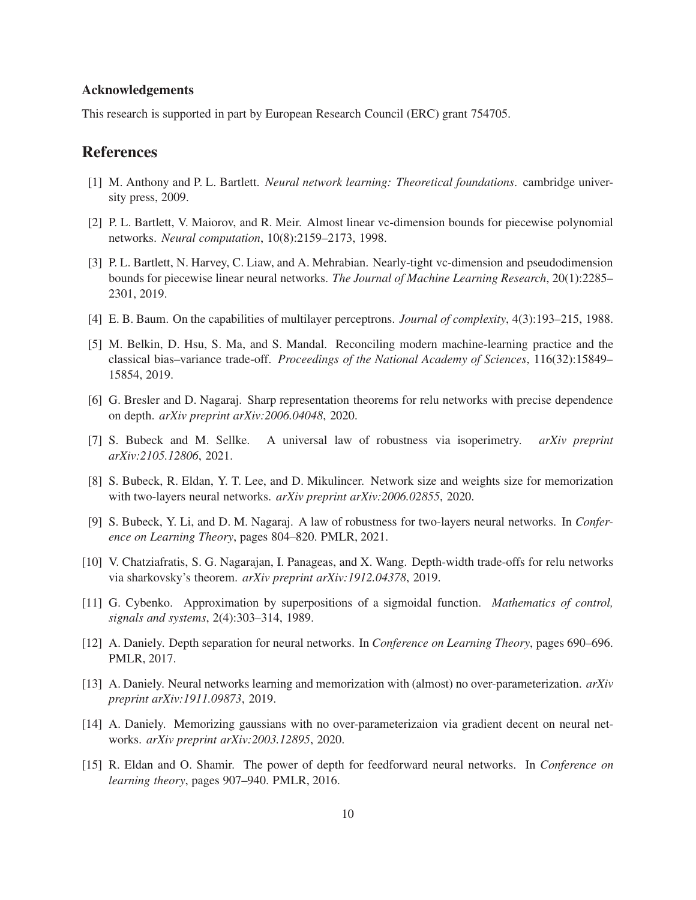### Acknowledgements

This research is supported in part by European Research Council (ERC) grant 754705.

## References

[1] M. Anthony and P. L. Bartlett. *Neural network learning: Theoretical foundations*. cambridge university press, 2009.

[2] P. L. Bartlett, V. Maiorov, and R. Meir. Almost linear vc-dimension bounds for piecewise polynomial networks. *Neural computation*, 10(8):2159–2173, 1998.

[3] P. L. Bartlett, N. Harvey, C. Liaw, and A. Mehrabian. Nearly-tight vc-dimension and pseudodimension bounds for piecewise linear neural networks. *The Journal of Machine Learning Research*, 20(1):2285–2301, 2019.

[4] E. B. Baum. On the capabilities of multilayer perceptrons. *Journal of complexity*, 4(3):193–215, 1988.

[5] M. Belkin, D. Hsu, S. Ma, and S. Mandal. Reconciling modern machine-learning practice and the classical bias–variance trade-off. *Proceedings of the National Academy of Sciences*, 116(32):15849–15854, 2019.

[6] G. Bresler and D. Nagaraj. Sharp representation theorems for relu networks with precise dependence on depth. *arXiv preprint arXiv:2006.04048*, 2020.

[7] S. Bubeck and M. Sellke. A universal law of robustness via isoperimetry. *arXiv preprint arXiv:2105.12806*, 2021.

[8] S. Bubeck, R. Eldan, Y. T. Lee, and D. Mikulincer. Network size and weights size for memorization with two-layers neural networks. *arXiv preprint arXiv:2006.02855*, 2020.

[9] S. Bubeck, Y. Li, and D. M. Nagaraj. A law of robustness for two-layers neural networks. In *Conference on Learning Theory*, pages 804–820. PMLR, 2021.

[10] V. Chatziafratis, S. G. Nagarajan, I. Panageas, and X. Wang. Depth-width trade-offs for relu networks via sharkovsky's theorem. *arXiv preprint arXiv:1912.04378*, 2019.

[11] G. Cybenko. Approximation by superpositions of a sigmoidal function. *Mathematics of control, signals and systems*, 2(4):303–314, 1989.

[12] A. Daniely. Depth separation for neural networks. In *Conference on Learning Theory*, pages 690–696. PMLR, 2017.

[13] A. Daniely. Neural networks learning and memorization with (almost) no over-parameterization. *arXiv preprint arXiv:1911.09873*, 2019.

[14] A. Daniely. Memorizing gaussians with no over-parameterizaion via gradient decent on neural networks. *arXiv preprint arXiv:2003.12895*, 2020.

[15] R. Eldan and O. Shamir. The power of depth for feedforward neural networks. In *Conference on learning theory*, pages 907–940. PMLR, 2016.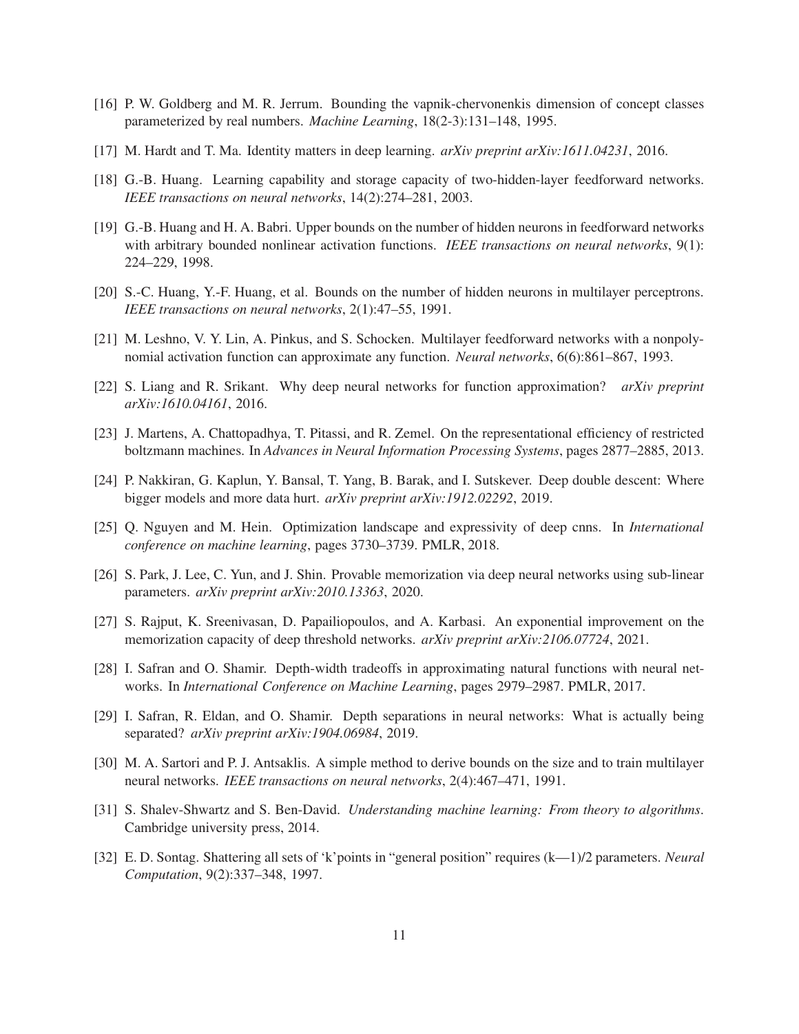- [16] P. W. Goldberg and M. R. Jerrum. Bounding the vapnik-chervonenkis dimension of concept classes parameterized by real numbers. *Machine Learning*, 18(2-3):131–148, 1995.
- [17] M. Hardt and T. Ma. Identity matters in deep learning. *arXiv preprint arXiv:1611.04231*, 2016.
- [18] G.-B. Huang. Learning capability and storage capacity of two-hidden-layer feedforward networks. *IEEE transactions on neural networks*, 14(2):274–281, 2003.
- [19] G.-B. Huang and H. A. Babri. Upper bounds on the number of hidden neurons in feedforward networks with arbitrary bounded nonlinear activation functions. *IEEE transactions on neural networks*, 9(1): 224–229, 1998.
- [20] S.-C. Huang, Y.-F. Huang, et al. Bounds on the number of hidden neurons in multilayer perceptrons. *IEEE transactions on neural networks*, 2(1):47–55, 1991.
- [21] M. Leshno, V. Y. Lin, A. Pinkus, and S. Schocken. Multilayer feedforward networks with a nonpolynomial activation function can approximate any function. *Neural networks*, 6(6):861–867, 1993.
- [22] S. Liang and R. Srikant. Why deep neural networks for function approximation? *arXiv preprint arXiv:1610.04161*, 2016.
- [23] J. Martens, A. Chattopadhya, T. Pitassi, and R. Zemel. On the representational efficiency of restricted boltzmann machines. In *Advances in Neural Information Processing Systems*, pages 2877–2885, 2013.
- [24] P. Nakkiran, G. Kaplun, Y. Bansal, T. Yang, B. Barak, and I. Sutskever. Deep double descent: Where bigger models and more data hurt. *arXiv preprint arXiv:1912.02292*, 2019.
- [25] Q. Nguyen and M. Hein. Optimization landscape and expressivity of deep cnns. In *International conference on machine learning*, pages 3730–3739. PMLR, 2018.
- [26] S. Park, J. Lee, C. Yun, and J. Shin. Provable memorization via deep neural networks using sub-linear parameters. *arXiv preprint arXiv:2010.13363*, 2020.
- [27] S. Rajput, K. Sreenivasan, D. Papailiopoulos, and A. Karbasi. An exponential improvement on the memorization capacity of deep threshold networks. *arXiv preprint arXiv:2106.07724*, 2021.
- [28] I. Safran and O. Shamir. Depth-width tradeoffs in approximating natural functions with neural networks. In *International Conference on Machine Learning*, pages 2979–2987. PMLR, 2017.
- [29] I. Safran, R. Eldan, and O. Shamir. Depth separations in neural networks: What is actually being separated? *arXiv preprint arXiv:1904.06984*, 2019.
- [30] M. A. Sartori and P. J. Antsaklis. A simple method to derive bounds on the size and to train multilayer neural networks. *IEEE transactions on neural networks*, 2(4):467–471, 1991.
- [31] S. Shalev-Shwartz and S. Ben-David. *Understanding machine learning: From theory to algorithms*. Cambridge university press, 2014.
- [32] E. D. Sontag. Shattering all sets of 'k'points in "general position" requires (k—1)/2 parameters. *Neural Computation*, 9(2):337–348, 1997.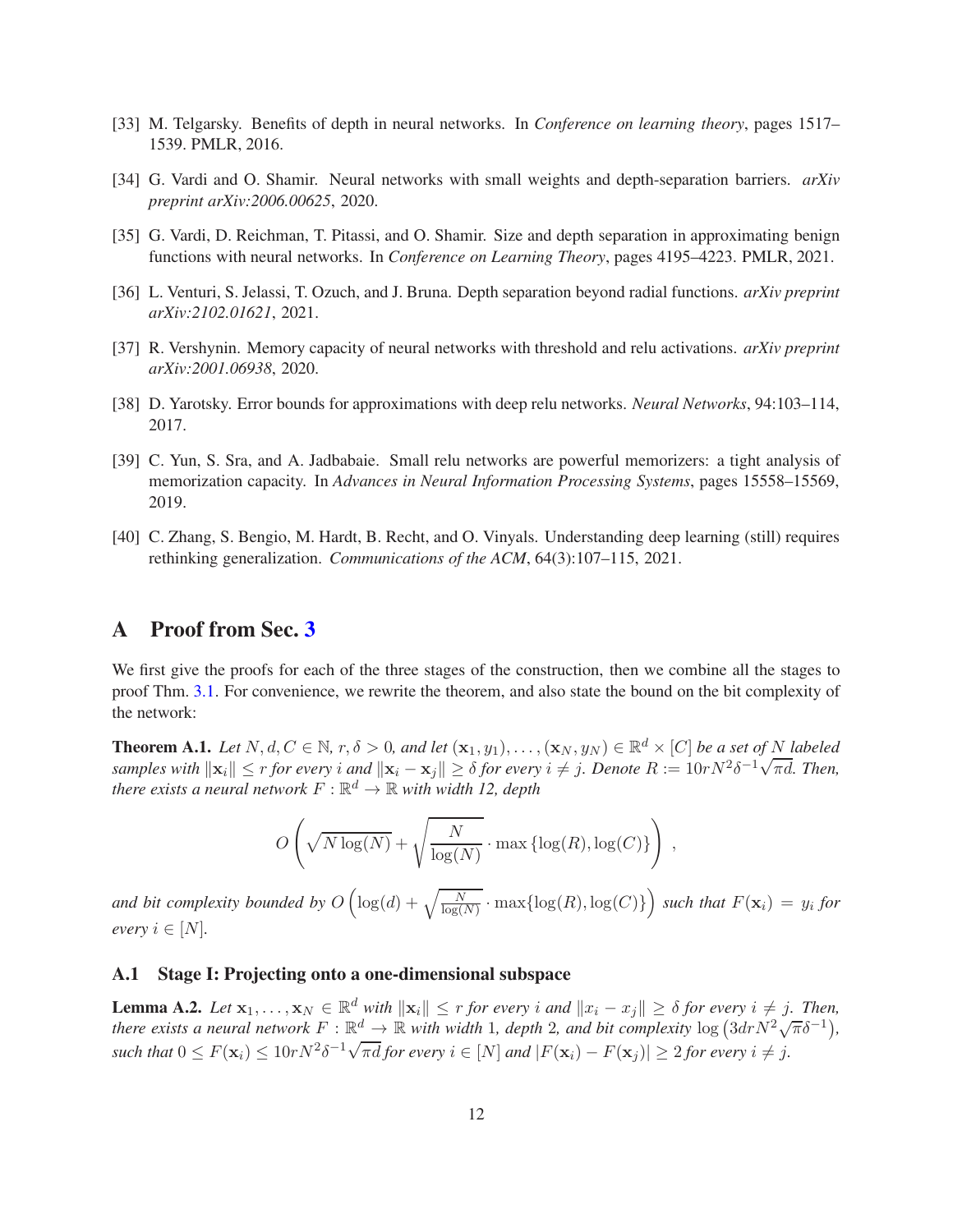[33] M. Telgarsky. Benefits of depth in neural networks. In *Conference on learning theory*, pages 1517–1539. PMLR, 2016.

[34] G. Vardi and O. Shamir. Neural networks with small weights and depth-separation barriers. *arXiv preprint arXiv:2006.00625*, 2020.

[35] G. Vardi, D. Reichman, T. Pitassi, and O. Shamir. Size and depth separation in approximating benign functions with neural networks. In *Conference on Learning Theory*, pages 4195–4223. PMLR, 2021.

[36] L. Venturi, S. Jelassi, T. Ozuch, and J. Bruna. Depth separation beyond radial functions. *arXiv preprint arXiv:2102.01621*, 2021.

[37] R. Vershynin. Memory capacity of neural networks with threshold and relu activations. *arXiv preprint arXiv:2001.06938*, 2020.

[38] D. Yarotsky. Error bounds for approximations with deep relu networks. *Neural Networks*, 94:103–114, 2017.

[39] C. Yun, S. Sra, and A. Jadbabaie. Small relu networks are powerful memorizers: a tight analysis of memorization capacity. In *Advances in Neural Information Processing Systems*, pages 15558–15569, 2019.

[40] C. Zhang, S. Bengio, M. Hardt, B. Recht, and O. Vinyals. Understanding deep learning (still) requires rethinking generalization. *Communications of the ACM*, 64(3):107–115, 2021.

# A Proof from Sec. 3

We first give the proofs for each of the three stages of the construction, then we combine all the stages to proof Thm. 3.1. For convenience, we rewrite the theorem, and also state the bound on the bit complexity of the network:

**Theorem A.1.** *Let $N, d, C \in \mathbb{N}$, $r, \delta > 0$, and let $(\mathbf{x}_1, y_1), \dots, (\mathbf{x}_N, y_N) \in \mathbb{R}^d \times [C]$ be a set of $N$ labeled samples with $\|\mathbf{x}_i\| \leq r$ for every $i$ and $\|\mathbf{x}_i - \mathbf{x}_j\| \geq \delta$ for every $i \neq j$. Denote $R := 10rN^2\delta^{-1}\sqrt{\pi d}$. Then, there exists a neural network $F : \mathbb{R}^d \to \mathbb{R}$ with width 12, depth*

$$O\left(\sqrt{N\log(N)} + \sqrt{\frac{N}{\log(N)}} \cdot \max\left\{\log(R), \log(C)\right\}\right),$$

*and bit complexity bounded by $O\left(\log(d) + \sqrt{\frac{N}{\log(N)}} \cdot \max\{\log(R), \log(C)\}\right)$ such that $F(\mathbf{x}_i) = y_i$ for every $i \in [N]$.*

## A.1 Stage I: Projecting onto a one-dimensional subspace

**Lemma A.2.** *Let $\mathbf{x}_1, \dots, \mathbf{x}_N \in \mathbb{R}^d$ with $\|\mathbf{x}_i\| \leq r$ for every $i$ and $\|x_i - x_j\| \geq \delta$ for every $i \neq j$. Then, there exists a neural network $F : \mathbb{R}^d \to \mathbb{R}$ with width 1, depth 2, and bit complexity $\log\left(3drN^2\sqrt{\pi}\delta^{-1}\right)$, such that $0 \leq F(\mathbf{x}_i) \leq 10rN^2\delta^{-1}\sqrt{\pi d}$ for every $i \in [N]$ and $|F(\mathbf{x}_i) - F(\mathbf{x}_j)| \geq 2$ for every $i \neq j$.*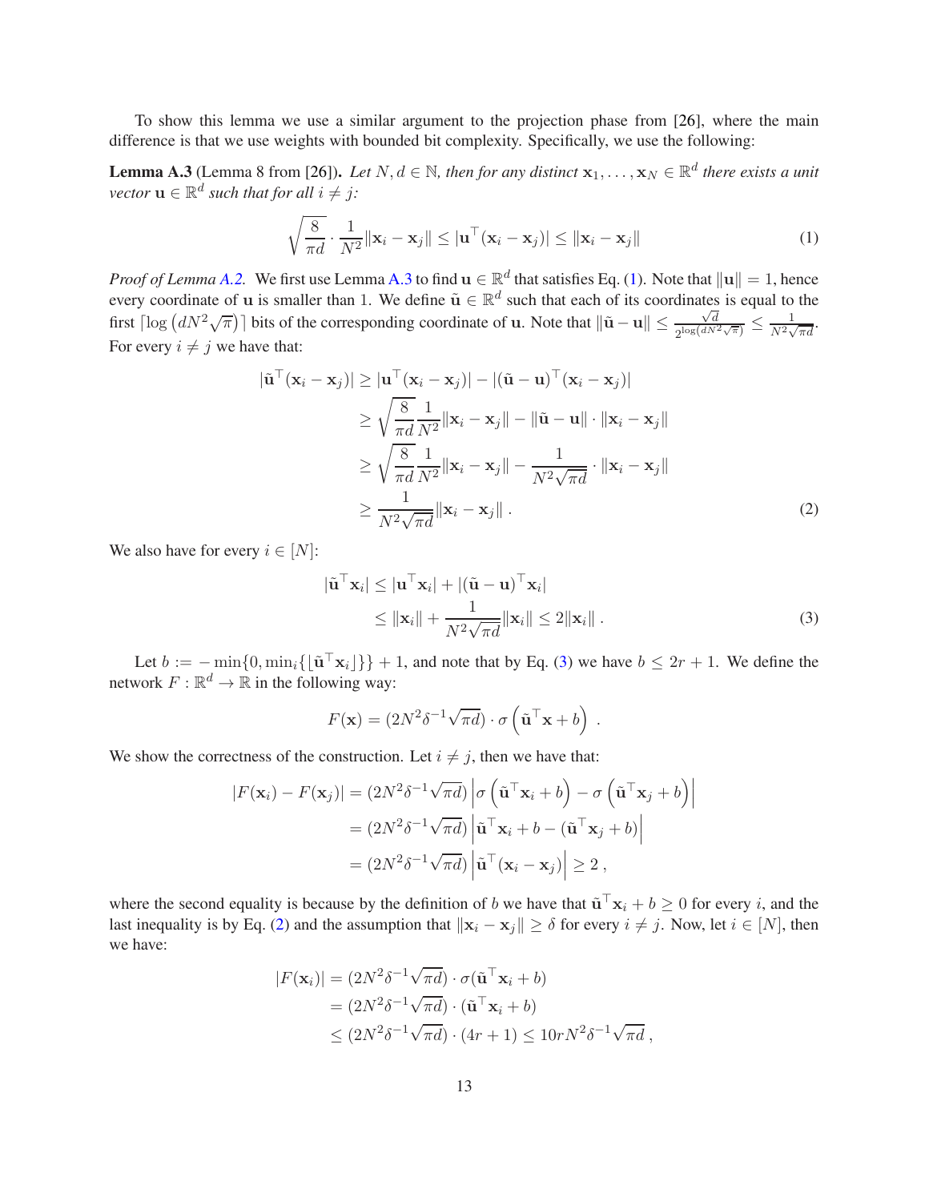To show this lemma we use a similar argument to the projection phase from [26], where the main difference is that we use weights with bounded bit complexity. Specifically, we use the following:

**Lemma A.3** (Lemma 8 from [26])**.** *Let $N, d \in \mathbb{N}$, then for any distinct $\mathbf{x}_1, \dots, \mathbf{x}_N \in \mathbb{R}^d$ there exists a unit vector $\mathbf{u} \in \mathbb{R}^d$ such that for all $i \neq j$:*

$$\sqrt{\frac{8}{\pi d}} \cdot \frac{1}{N^2} \|\mathbf{x}_i - \mathbf{x}_j\| \leq |\mathbf{u}^\top (\mathbf{x}_i - \mathbf{x}_j)| \leq \|\mathbf{x}_i - \mathbf{x}_j\| \tag{1}$$

*Proof of Lemma A.2.* We first use Lemma A.3 to find $\mathbf{u} \in \mathbb{R}^d$ that satisfies Eq. (1). Note that $\|\mathbf{u}\| = 1$, hence every coordinate of $\mathbf{u}$ is smaller than 1. We define $\tilde{\mathbf{u}} \in \mathbb{R}^d$ such that each of its coordinates is equal to the first $\lceil \log \left(dN^2\sqrt{\pi}\right) \rceil$ bits of the corresponding coordinate of $\mathbf{u}$. Note that $\|\tilde{\mathbf{u}} - \mathbf{u}\| \leq \frac{\sqrt{d}}{2^{\log(dN^2\sqrt{\pi})}} \leq \frac{1}{N^2\sqrt{\pi d}}$. For every $i \neq j$ we have that:

$$\begin{aligned}
|\tilde{\mathbf{u}}^\top (\mathbf{x}_i - \mathbf{x}_j)| &\geq |\mathbf{u}^\top (\mathbf{x}_i - \mathbf{x}_j)| - |(\tilde{\mathbf{u}} - \mathbf{u})^\top (\mathbf{x}_i - \mathbf{x}_j)| \\
&\geq \sqrt{\frac{8}{\pi d}} \frac{1}{N^2} \|\mathbf{x}_i - \mathbf{x}_j\| - \|\tilde{\mathbf{u}} - \mathbf{u}\| \cdot \|\mathbf{x}_i - \mathbf{x}_j\| \\
&\geq \sqrt{\frac{8}{\pi d}} \frac{1}{N^2} \|\mathbf{x}_i - \mathbf{x}_j\| - \frac{1}{N^2\sqrt{\pi d}} \cdot \|\mathbf{x}_i - \mathbf{x}_j\| \\
&\geq \frac{1}{N^2\sqrt{\pi d}} \|\mathbf{x}_i - \mathbf{x}_j\| \,.
\end{aligned} \tag{2}$$

We also have for every $i \in [N]$:

$$\begin{aligned}
|\tilde{\mathbf{u}}^\top \mathbf{x}_i| &\leq |\mathbf{u}^\top \mathbf{x}_i| + |(\tilde{\mathbf{u}} - \mathbf{u})^\top \mathbf{x}_i| \\
&\leq \|\mathbf{x}_i\| + \frac{1}{N^2\sqrt{\pi d}} \|\mathbf{x}_i\| \leq 2\|\mathbf{x}_i\| \,.
\end{aligned} \tag{3}$$

Let $b := -\min\{0, \min_i\{\lfloor \tilde{\mathbf{u}}^\top \mathbf{x}_i \rfloor\}\} + 1$, and note that by Eq. (3) we have $b \leq 2r + 1$. We define the network $F : \mathbb{R}^d \to \mathbb{R}$ in the following way:

$$F(\mathbf{x}) = (2N^2\delta^{-1}\sqrt{\pi d}) \cdot \sigma\left(\tilde{\mathbf{u}}^\top \mathbf{x} + b\right) \,.$$

We show the correctness of the construction. Let $i \neq j$, then we have that:

$$\begin{aligned}
|F(\mathbf{x}_i) - F(\mathbf{x}_j)| &= (2N^2\delta^{-1}\sqrt{\pi d}) \left|\sigma\left(\tilde{\mathbf{u}}^\top \mathbf{x}_i + b\right) - \sigma\left(\tilde{\mathbf{u}}^\top \mathbf{x}_j + b\right)\right| \\
&= (2N^2\delta^{-1}\sqrt{\pi d}) \left|\tilde{\mathbf{u}}^\top \mathbf{x}_i + b - (\tilde{\mathbf{u}}^\top \mathbf{x}_j + b)\right| \\
&= (2N^2\delta^{-1}\sqrt{\pi d}) \left|\tilde{\mathbf{u}}^\top (\mathbf{x}_i - \mathbf{x}_j)\right| \geq 2 \,,
\end{aligned}$$

where the second equality is because by the definition of $b$ we have that $\tilde{\mathbf{u}}^\top \mathbf{x}_i + b \geq 0$ for every $i$, and the last inequality is by Eq. (2) and the assumption that $\|\mathbf{x}_i - \mathbf{x}_j\| \geq \delta$ for every $i \neq j$. Now, let $i \in [N]$, then we have:

$$\begin{aligned}
|F(\mathbf{x}_i)| &= (2N^2\delta^{-1}\sqrt{\pi d}) \cdot \sigma(\tilde{\mathbf{u}}^\top \mathbf{x}_i + b) \\
&= (2N^2\delta^{-1}\sqrt{\pi d}) \cdot (\tilde{\mathbf{u}}^\top \mathbf{x}_i + b) \\
&\leq (2N^2\delta^{-1}\sqrt{\pi d}) \cdot (4r + 1) \leq 10rN^2\delta^{-1}\sqrt{\pi d} \,,
\end{aligned}$$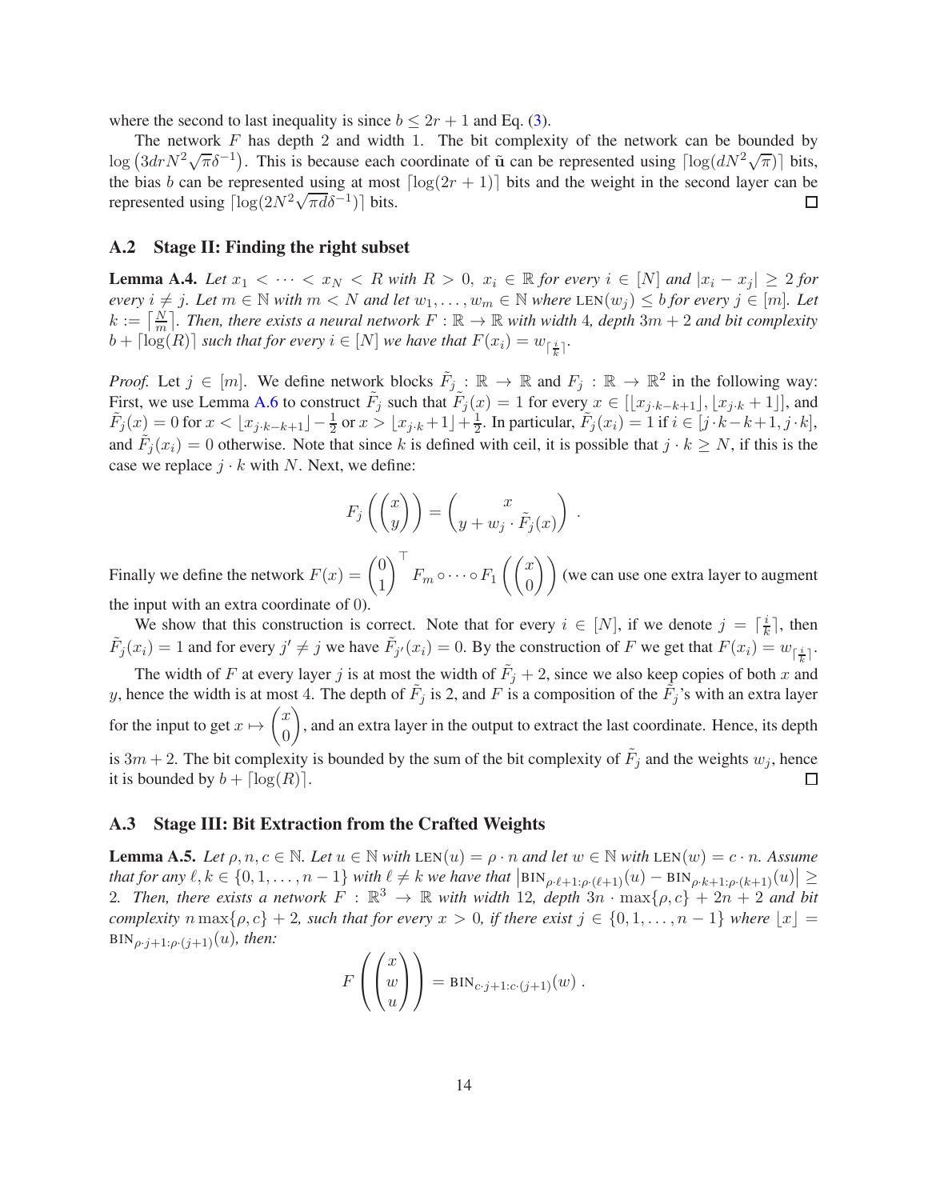where the second to last inequality is since $b \leq 2r + 1$ and Eq. (3).

The network $F$ has depth 2 and width 1. The bit complexity of the network can be bounded by $\log\left(3drN^2\sqrt{\pi}\delta^{-1}\right)$. This is because each coordinate of $\tilde{\mathbf{u}}$ can be represented using $\lceil \log(dN^2\sqrt{\pi}) \rceil$ bits, the bias $b$ can be represented using at most $\lceil \log(2r+1) \rceil$ bits and the weight in the second layer can be represented using $\lceil \log(2N^2\sqrt{\pi}d\delta^{-1}) \rceil$ bits. ◻

### A.2 Stage II: Finding the right subset

**Lemma A.4.** *Let $x_1 < \cdots < x_N < R$ with $R > 0$, $x_i \in \mathbb{R}$ for every $i \in [N]$ and $|x_i - x_j| \geq 2$ for every $i \neq j$. Let $m \in \mathbb{N}$ with $m < N$ and let $w_1, \ldots, w_m \in \mathbb{N}$ where $\text{LEN}(w_j) \leq b$ for every $j \in [m]$. Let $k := \left\lceil \frac{N}{m} \right\rceil$. Then, there exists a neural network $F : \mathbb{R} \to \mathbb{R}$ with width 4, depth $3m + 2$ and bit complexity $b + \lceil \log(R) \rceil$ such that for every $i \in [N]$ we have that $F(x_i) = w_{\lceil \frac{i}{k} \rceil}$.*

*Proof.* Let $j \in [m]$. We define network blocks $\tilde{F}_j : \mathbb{R} \to \mathbb{R}$ and $F_j : \mathbb{R} \to \mathbb{R}^2$ in the following way: First, we use Lemma A.6 to construct $\tilde{F}_j$ such that $\tilde{F}_j(x) = 1$ for every $x \in [\lfloor x_{j\cdot k - k + 1} \rfloor, \lfloor x_{j\cdot k} + 1 \rfloor]$, and $\tilde{F}_j(x) = 0$ for $x < \lfloor x_{j\cdot k - k+1} \rfloor - \frac{1}{2}$ or $x > \lfloor x_{j\cdot k} + 1 \rfloor + \frac{1}{2}$. In particular, $\tilde{F}_j(x_i) = 1$ if $i \in [j \cdot k - k + 1, j \cdot k]$, and $\tilde{F}_j(x_i) = 0$ otherwise. Note that since $k$ is defined with ceil, it is possible that $j \cdot k \geq N$, if this is the case we replace $j \cdot k$ with $N$. Next, we define:

$$
F_j\left(\begin{pmatrix} x \\ y \end{pmatrix}\right) = \begin{pmatrix} x \\ y + w_j \cdot \tilde{F}_j(x) \end{pmatrix} .
$$

Finally we define the network $F(x) = \begin{pmatrix} 0 \\ 1 \end{pmatrix}^{\top} F_m \circ \cdots \circ F_1\left(\begin{pmatrix} x \\ 0 \end{pmatrix}\right)$ (we can use one extra layer to augment the input with an extra coordinate of 0).

We show that this construction is correct. Note that for every $i \in [N]$, if we denote $j = \lceil \frac{i}{k} \rceil$, then $\tilde{F}_j(x_i) = 1$ and for every $j' \neq j$ we have $\tilde{F}_{j'}(x_i) = 0$. By the construction of $F$ we get that $F(x_i) = w_{\lceil \frac{i}{k} \rceil}$.

The width of $F$ at every layer $j$ is at most the width of $\tilde{F}_j + 2$, since we also keep copies of both $x$ and $y$, hence the width is at most 4. The depth of $\tilde{F}_j$ is 2, and $F$ is a composition of the $\tilde{F}_j$'s with an extra layer for the input to get $x \mapsto \begin{pmatrix} x \\ 0 \end{pmatrix}$, and an extra layer in the output to extract the last coordinate. Hence, its depth is $3m + 2$. The bit complexity is bounded by the sum of the bit complexity of $\tilde{F}_j$ and the weights $w_j$, hence it is bounded by $b + \lceil \log(R) \rceil$. ◻

### A.3 Stage III: Bit Extraction from the Crafted Weights

**Lemma A.5.** *Let $\rho, n, c \in \mathbb{N}$. Let $u \in \mathbb{N}$ with $\text{LEN}(u) = \rho \cdot n$ and let $w \in \mathbb{N}$ with $\text{LEN}(w) = c \cdot n$. Assume that for any $\ell, k \in \{0, 1, \ldots, n-1\}$ with $\ell \neq k$ we have that $\left|\text{BIN}_{\rho\cdot\ell+1:\rho\cdot(\ell+1)}(u) - \text{BIN}_{\rho\cdot k+1:\rho\cdot(k+1)}(u)\right| \geq 2$. Then, there exists a network $F : \mathbb{R}^3 \to \mathbb{R}$ with width 12, depth $3n \cdot \max\{\rho, c\} + 2n + 2$ and bit complexity $n \max\{\rho, c\} + 2$, such that for every $x > 0$, if there exist $j \in \{0, 1, \ldots, n-1\}$ where $\lfloor x \rfloor = \text{BIN}_{\rho\cdot j+1:\rho\cdot(j+1)}(u)$, then:*

$$
F\left(\begin{pmatrix} x \\ w \\ u \end{pmatrix}\right) = \text{BIN}_{c\cdot j+1:c\cdot(j+1)}(w) .
$$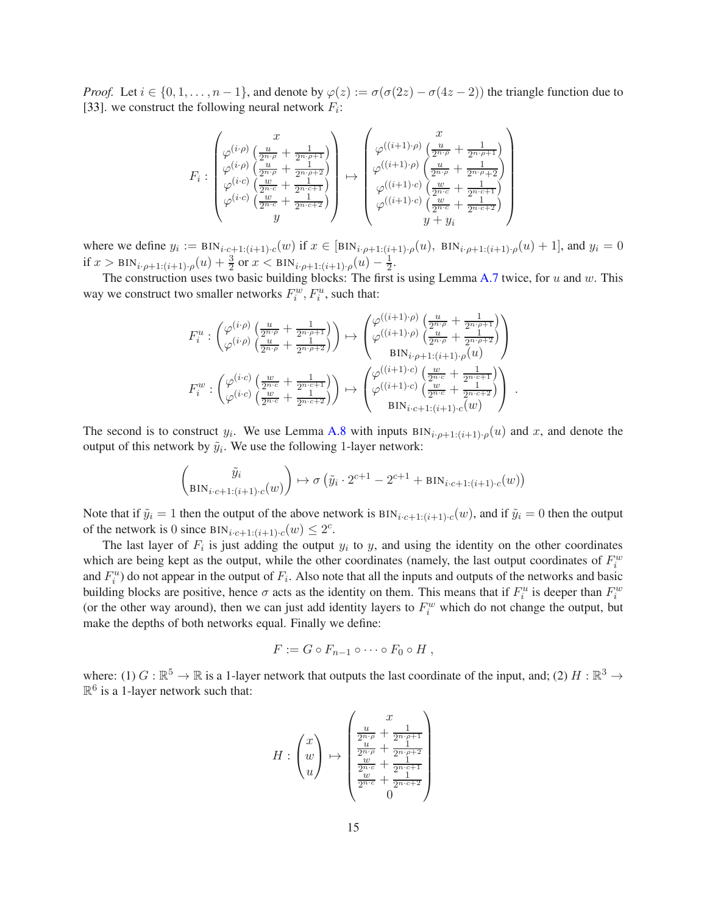*Proof.* Let $i \in \{0, 1, \ldots, n-1\}$, and denote by $\varphi(z) := \sigma(\sigma(2z) - \sigma(4z-2))$ the triangle function due to [33]. we construct the following neural network $F_i$:

$$F_i : \begin{pmatrix} x \\ \varphi^{(i\cdot\rho)}\left(\frac{u}{2^{n\cdot\rho}} + \frac{1}{2^{n\cdot\rho+1}}\right) \\ \varphi^{(i\cdot\rho)}\left(\frac{u}{2^{n\cdot\rho}} + \frac{1}{2^{n\cdot\rho+2}}\right) \\ \varphi^{(i\cdot c)}\left(\frac{w}{2^{n\cdot c}} + \frac{1}{2^{n\cdot c+1}}\right) \\ \varphi^{(i\cdot c)}\left(\frac{w}{2^{n\cdot c}} + \frac{1}{2^{n\cdot c+2}}\right) \\ y \end{pmatrix} \mapsto \begin{pmatrix} x \\ \varphi^{((i+1)\cdot\rho)}\left(\frac{u}{2^{n\cdot\rho}} + \frac{1}{2^{n\cdot\rho+1}}\right) \\ \varphi^{((i+1)\cdot\rho)}\left(\frac{u}{2^{n\cdot\rho}} + \frac{1}{2^{n\cdot\rho+2}}\right) \\ \varphi^{((i+1)\cdot c)}\left(\frac{w}{2^{n\cdot c}} + \frac{1}{2^{n\cdot c+1}}\right) \\ \varphi^{((i+1)\cdot c)}\left(\frac{w}{2^{n\cdot c}} + \frac{1}{2^{n\cdot c+2}}\right) \\ y + y_i \end{pmatrix}$$

where we define $y_i := \text{BIN}_{i\cdot c+1:(i+1)\cdot c}(w)$ if $x \in [\text{BIN}_{i\cdot\rho+1:(i+1)\cdot\rho}(u),\ \text{BIN}_{i\cdot\rho+1:(i+1)\cdot\rho}(u)+1]$, and $y_i = 0$ if $x > \text{BIN}_{i\cdot\rho+1:(i+1)\cdot\rho}(u) + \frac{3}{2}$ or $x < \text{BIN}_{i\cdot\rho+1:(i+1)\cdot\rho}(u) - \frac{1}{2}$.

The construction uses two basic building blocks: The first is using Lemma A.7 twice, for $u$ and $w$. This way we construct two smaller networks $F_i^w, F_i^u$, such that:

$$F_i^u : \begin{pmatrix} \varphi^{(i\cdot\rho)}\left(\frac{u}{2^{n\cdot\rho}} + \frac{1}{2^{n\cdot\rho+1}}\right) \\ \varphi^{(i\cdot\rho)}\left(\frac{u}{2^{n\cdot\rho}} + \frac{1}{2^{n\cdot\rho+2}}\right) \end{pmatrix} \mapsto \begin{pmatrix} \varphi^{((i+1)\cdot\rho)}\left(\frac{u}{2^{n\cdot\rho}} + \frac{1}{2^{n\cdot\rho+1}}\right) \\ \varphi^{((i+1)\cdot\rho)}\left(\frac{u}{2^{n\cdot\rho}} + \frac{1}{2^{n\cdot\rho+2}}\right) \\ \text{BIN}_{i\cdot\rho+1:(i+1)\cdot\rho}(u) \end{pmatrix}$$

$$F_i^w : \begin{pmatrix} \varphi^{(i\cdot c)}\left(\frac{w}{2^{n\cdot c}} + \frac{1}{2^{n\cdot c+1}}\right) \\ \varphi^{(i\cdot c)}\left(\frac{w}{2^{n\cdot c}} + \frac{1}{2^{n\cdot c+2}}\right) \end{pmatrix} \mapsto \begin{pmatrix} \varphi^{((i+1)\cdot c)}\left(\frac{w}{2^{n\cdot c}} + \frac{1}{2^{n\cdot c+1}}\right) \\ \varphi^{((i+1)\cdot c)}\left(\frac{w}{2^{n\cdot c}} + \frac{1}{2^{n\cdot c+2}}\right) \\ \text{BIN}_{i\cdot c+1:(i+1)\cdot c}(w) \end{pmatrix}.$$

The second is to construct $y_i$. We use Lemma A.8 with inputs $\text{BIN}_{i\cdot\rho+1:(i+1)\cdot\rho}(u)$ and $x$, and denote the output of this network by $\tilde{y}_i$. We use the following 1-layer network:

$$\begin{pmatrix} \tilde{y}_i \\ \text{BIN}_{i\cdot c+1:(i+1)\cdot c}(w) \end{pmatrix} \mapsto \sigma\left(\tilde{y}_i \cdot 2^{c+1} - 2^{c+1} + \text{BIN}_{i\cdot c+1:(i+1)\cdot c}(w)\right)$$

Note that if $\tilde{y}_i = 1$ then the output of the above network is $\text{BIN}_{i\cdot c+1:(i+1)\cdot c}(w)$, and if $\tilde{y}_i = 0$ then the output of the network is 0 since $\text{BIN}_{i\cdot c+1:(i+1)\cdot c}(w) \leq 2^c$.

The last layer of $F_i$ is just adding the output $y_i$ to $y$, and using the identity on the other coordinates which are being kept as the output, while the other coordinates (namely, the last output coordinates of $F_i^w$ and $F_i^u$) do not appear in the output of $F_i$. Also note that all the inputs and outputs of the networks and basic building blocks are positive, hence $\sigma$ acts as the identity on them. This means that if $F_i^u$ is deeper than $F_i^w$ (or the other way around), then we can just add identity layers to $F_i^w$ which do not change the output, but make the depths of both networks equal. Finally we define:

$$F := G \circ F_{n-1} \circ \cdots \circ F_0 \circ H\ ,$$

where: (1) $G : \mathbb{R}^5 \to \mathbb{R}$ is a 1-layer network that outputs the last coordinate of the input, and; (2) $H : \mathbb{R}^3 \to \mathbb{R}^6$ is a 1-layer network such that:

$$H : \begin{pmatrix} x \\ w \\ u \end{pmatrix} \mapsto \begin{pmatrix} x \\ \frac{u}{2^{n\cdot\rho}} + \frac{1}{2^{n\cdot\rho+1}} \\ \frac{u}{2^{n\cdot\rho}} + \frac{1}{2^{n\cdot\rho+2}} \\ \frac{w}{2^{n\cdot c}} + \frac{1}{2^{n\cdot c+1}} \\ \frac{w}{2^{n\cdot c}} + \frac{1}{2^{n\cdot c+2}} \\ 0 \end{pmatrix}$$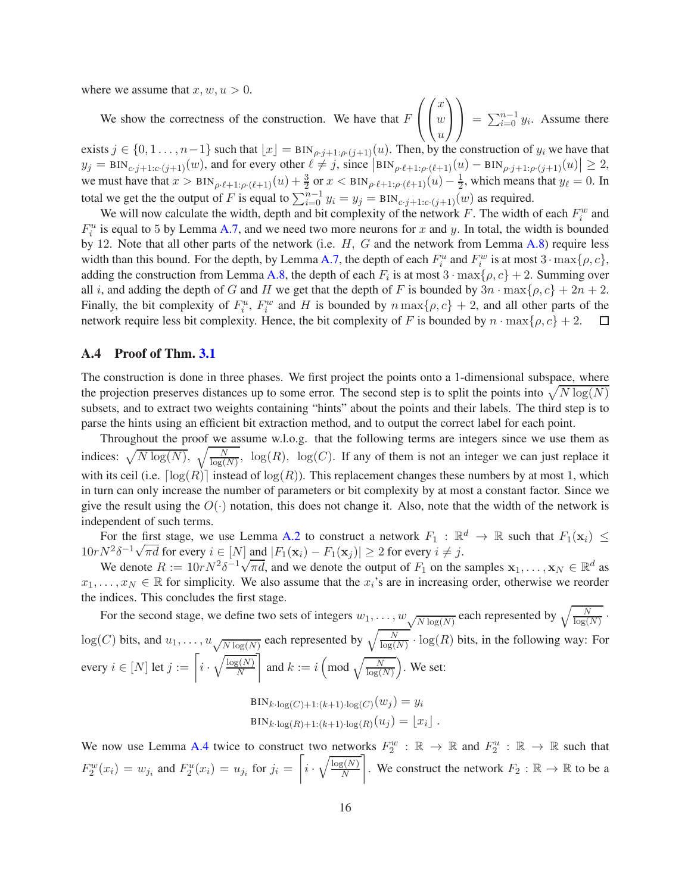where we assume that $x, w, u > 0$.

We show the correctness of the construction. We have that $F\left(\begin{pmatrix} x \\ w \\ u \end{pmatrix}\right) = \sum_{i=0}^{n-1} y_i$. Assume there exists $j \in \{0, 1 \dots, n-1\}$ such that $\lfloor x \rfloor = \text{BIN}_{\rho \cdot j+1:\rho \cdot (j+1)}(u)$. Then, by the construction of $y_i$ we have that $y_j = \text{BIN}_{c \cdot j+1:c \cdot (j+1)}(w)$, and for every other $\ell \neq j$, since $\left|\text{BIN}_{\rho \cdot \ell+1:\rho \cdot (\ell+1)}(u) - \text{BIN}_{\rho \cdot j+1:\rho \cdot (j+1)}(u)\right| \geq 2$, we must have that $x > \text{BIN}_{\rho \cdot \ell+1:\rho \cdot (\ell+1)}(u) + \frac{3}{2}$ or $x < \text{BIN}_{\rho \cdot \ell+1:\rho \cdot (\ell+1)}(u) - \frac{1}{2}$, which means that $y_\ell = 0$. In total we get the the output of $F$ is equal to $\sum_{i=0}^{n-1} y_i = y_j = \text{BIN}_{c \cdot j+1:c \cdot (j+1)}(w)$ as required.

We will now calculate the width, depth and bit complexity of the network $F$. The width of each $F_i^w$ and $F_i^u$ is equal to 5 by Lemma A.7, and we need two more neurons for $x$ and $y$. In total, the width is bounded by 12. Note that all other parts of the network (i.e. $H$, $G$ and the network from Lemma A.8) require less width than this bound. For the depth, by Lemma A.7, the depth of each $F_i^u$ and $F_i^w$ is at most $3 \cdot \max\{\rho, c\}$, adding the construction from Lemma A.8, the depth of each $F_i$ is at most $3 \cdot \max\{\rho, c\} + 2$. Summing over all $i$, and adding the depth of $G$ and $H$ we get that the depth of $F$ is bounded by $3n \cdot \max\{\rho, c\} + 2n + 2$. Finally, the bit complexity of $F_i^u$, $F_i^w$ and $H$ is bounded by $n \max\{\rho, c\} + 2$, and all other parts of the network require less bit complexity. Hence, the bit complexity of $F$ is bounded by $n \cdot \max\{\rho, c\} + 2$. $\square$

## A.4 Proof of Thm. 3.1

The construction is done in three phases. We first project the points onto a 1-dimensional subspace, where the projection preserves distances up to some error. The second step is to split the points into $\sqrt{N \log(N)}$ subsets, and to extract two weights containing "hints" about the points and their labels. The third step is to parse the hints using an efficient bit extraction method, and to output the correct label for each point.

Throughout the proof we assume w.l.o.g. that the following terms are integers since we use them as indices: $\sqrt{N \log(N)}$, $\sqrt{\frac{N}{\log(N)}}$, $\log(R)$, $\log(C)$. If any of them is not an integer we can just replace it with its ceil (i.e. $\lceil \log(R) \rceil$ instead of $\log(R)$). This replacement changes these numbers by at most 1, which in turn can only increase the number of parameters or bit complexity by at most a constant factor. Since we give the result using the $O(\cdot)$ notation, this does not change it. Also, note that the width of the network is independent of such terms.

For the first stage, we use Lemma A.2 to construct a network $F_1 : \mathbb{R}^d \to \mathbb{R}$ such that $F_1(\mathbf{x}_i) \leq 10rN^2\delta^{-1}\sqrt{\pi d}$ for every $i \in [N]$ and $|F_1(\mathbf{x}_i) - F_1(\mathbf{x}_j)| \geq 2$ for every $i \neq j$.

We denote $R := 10rN^2\delta^{-1}\sqrt{\pi d}$, and we denote the output of $F_1$ on the samples $\mathbf{x}_1, \dots, \mathbf{x}_N \in \mathbb{R}^d$ as $x_1, \dots, x_N \in \mathbb{R}$ for simplicity. We also assume that the $x_i$'s are in increasing order, otherwise we reorder the indices. This concludes the first stage.

For the second stage, we define two sets of integers $w_1, \dots, w_{\sqrt{N \log(N)}}$ each represented by $\sqrt{\frac{N}{\log(N)}} \cdot \log(C)$ bits, and $u_1, \dots, u_{\sqrt{N \log(N)}}$ each represented by $\sqrt{\frac{N}{\log(N)}} \cdot \log(R)$ bits, in the following way: For every $i \in [N]$ let $j := \left\lceil i \cdot \sqrt{\frac{\log(N)}{N}} \right\rceil$ and $k := i \left(\text{mod } \sqrt{\frac{N}{\log(N)}}\right)$. We set:

$$\text{BIN}_{k \cdot \log(C)+1:(k+1) \cdot \log(C)}(w_j) = y_i$$
$$\text{BIN}_{k \cdot \log(R)+1:(k+1) \cdot \log(R)}(u_j) = \lfloor x_i \rfloor .$$

We now use Lemma A.4 twice to construct two networks $F_2^w : \mathbb{R} \to \mathbb{R}$ and $F_2^u : \mathbb{R} \to \mathbb{R}$ such that $F_2^w(x_i) = w_{j_i}$ and $F_2^u(x_i) = u_{j_i}$ for $j_i = \left\lceil i \cdot \sqrt{\frac{\log(N)}{N}} \right\rceil$. We construct the network $F_2 : \mathbb{R} \to \mathbb{R}$ to be a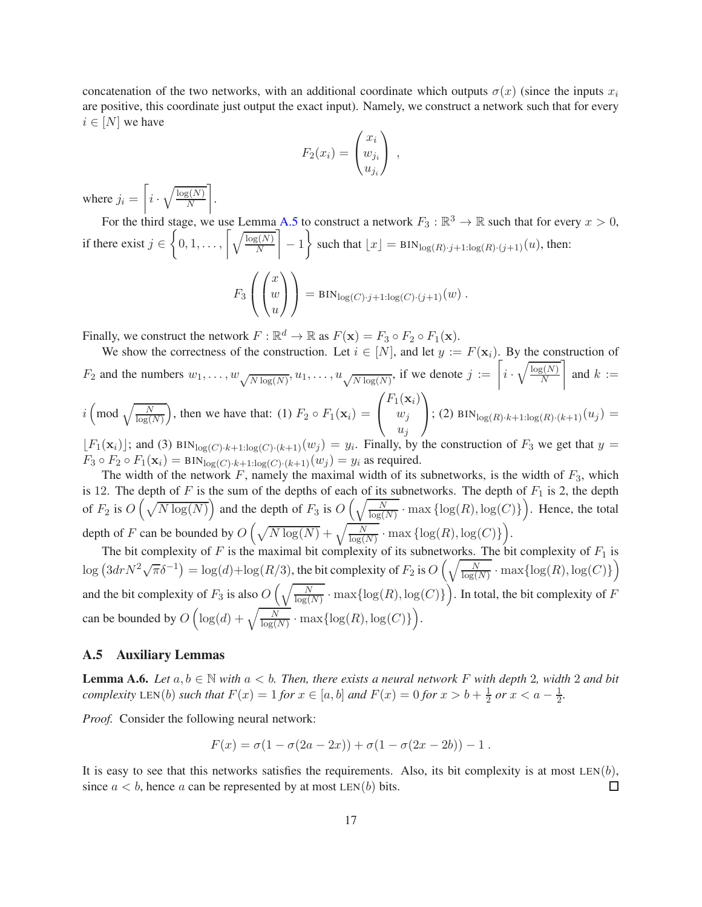concatenation of the two networks, with an additional coordinate which outputs $\sigma(x)$ (since the inputs $x_i$ are positive, this coordinate just output the exact input). Namely, we construct a network such that for every $i \in [N]$ we have

$$F_2(x_i) = \begin{pmatrix} x_i \\ w_{j_i} \\ u_{j_i} \end{pmatrix} ,$$

where $j_i = \left\lceil i \cdot \sqrt{\frac{\log(N)}{N}} \right\rceil$.

For the third stage, we use Lemma A.5 to construct a network $F_3 : \mathbb{R}^3 \to \mathbb{R}$ such that for every $x > 0$, if there exist $j \in \left\{0, 1, \dots, \left\lceil \sqrt{\frac{\log(N)}{N}} \right\rceil - 1 \right\}$ such that $\lfloor x \rfloor = \text{BIN}_{\log(R)\cdot j+1:\log(R)\cdot(j+1)}(u)$, then:

$$F_3\left(\begin{pmatrix} x \\ w \\ u \end{pmatrix}\right) = \text{BIN}_{\log(C)\cdot j+1:\log(C)\cdot(j+1)}(w) .$$

Finally, we construct the network $F : \mathbb{R}^d \to \mathbb{R}$ as $F(\mathbf{x}) = F_3 \circ F_2 \circ F_1(\mathbf{x})$.

We show the correctness of the construction. Let $i \in [N]$, and let $y := F(\mathbf{x}_i)$. By the construction of $F_2$ and the numbers $w_1, \dots, w_{\sqrt{N\log(N)}}, u_1, \dots, u_{\sqrt{N\log(N)}}$, if we denote $j := \left\lceil i \cdot \sqrt{\frac{\log(N)}{N}} \right\rceil$ and $k := i \left(\bmod \sqrt{\frac{N}{\log(N)}}\right)$, then we have that: (1) $F_2 \circ F_1(\mathbf{x}_i) = \begin{pmatrix} F_1(\mathbf{x}_i) \\ w_j \\ u_j \end{pmatrix}$; (2) $\text{BIN}_{\log(R)\cdot k+1:\log(R)\cdot(k+1)}(u_j) = \lfloor F_1(\mathbf{x}_i) \rfloor$; and (3) $\text{BIN}_{\log(C)\cdot k+1:\log(C)\cdot(k+1)}(w_j) = y_i$. Finally, by the construction of $F_3$ we get that $y = F_3 \circ F_2 \circ F_1(\mathbf{x}_i) = \text{BIN}_{\log(C)\cdot k+1:\log(C)\cdot(k+1)}(w_j) = y_i$ as required.

The width of the network $F$, namely the maximal width of its subnetworks, is the width of $F_3$, which is 12. The depth of $F$ is the sum of the depths of each of its subnetworks. The depth of $F_1$ is 2, the depth of $F_2$ is $O\left(\sqrt{N\log(N)}\right)$ and the depth of $F_3$ is $O\left(\sqrt{\frac{N}{\log(N)}} \cdot \max\{\log(R), \log(C)\}\right)$. Hence, the total depth of $F$ can be bounded by $O\left(\sqrt{N\log(N)} + \sqrt{\frac{N}{\log(N)}} \cdot \max\{\log(R), \log(C)\}\right)$.

The bit complexity of $F$ is the maximal bit complexity of its subnetworks. The bit complexity of $F_1$ is $\log\left(3drN^2\sqrt{\pi}\delta^{-1}\right) = \log(d) + \log(R/3)$, the bit complexity of $F_2$ is $O\left(\sqrt{\frac{N}{\log(N)}} \cdot \max\{\log(R), \log(C)\}\right)$ and the bit complexity of $F_3$ is also $O\left(\sqrt{\frac{N}{\log(N)}} \cdot \max\{\log(R), \log(C)\}\right)$. In total, the bit complexity of $F$ can be bounded by $O\left(\log(d) + \sqrt{\frac{N}{\log(N)}} \cdot \max\{\log(R), \log(C)\}\right)$.

## A.5 Auxiliary Lemmas

**Lemma A.6.** *Let $a, b \in \mathbb{N}$ with $a < b$. Then, there exists a neural network $F$ with depth 2, width 2 and bit complexity $\text{LEN}(b)$ such that $F(x) = 1$ for $x \in [a, b]$ and $F(x) = 0$ for $x > b + \frac{1}{2}$ or $x < a - \frac{1}{2}$.*

*Proof.* Consider the following neural network:

$$F(x) = \sigma(1 - \sigma(2a - 2x)) + \sigma(1 - \sigma(2x - 2b)) - 1 .$$

It is easy to see that this networks satisfies the requirements. Also, its bit complexity is at most $\text{LEN}(b)$, since $a < b$, hence $a$ can be represented by at most $\text{LEN}(b)$ bits. $\square$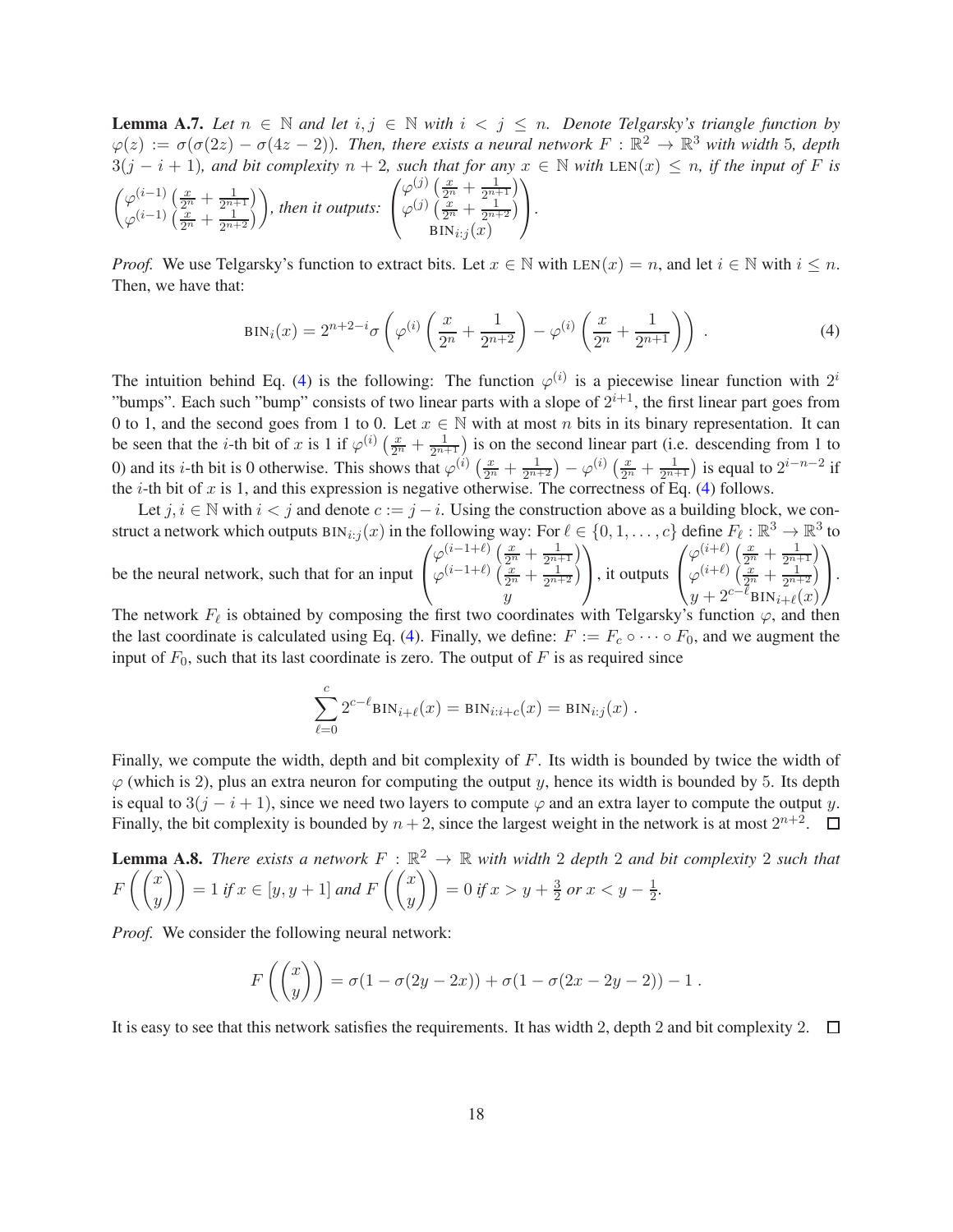**Lemma A.7.** *Let $n \in \mathbb{N}$ and let $i, j \in \mathbb{N}$ with $i < j \leq n$. Denote Telgarsky's triangle function by $\varphi(z) := \sigma(\sigma(2z) - \sigma(4z-2))$. Then, there exists a neural network $F : \mathbb{R}^2 \to \mathbb{R}^3$ with width 5, depth $3(j-i+1)$, and bit complexity $n+2$, such that for any $x \in \mathbb{N}$ with $\text{LEN}(x) \leq n$, if the input of $F$ is $\begin{pmatrix} \varphi^{(i-1)}\left(\frac{x}{2^n} + \frac{1}{2^{n+1}}\right) \\ \varphi^{(i-1)}\left(\frac{x}{2^n} + \frac{1}{2^{n+2}}\right) \end{pmatrix}$, then it outputs: $\begin{pmatrix} \varphi^{(j)}\left(\frac{x}{2^n} + \frac{1}{2^{n+1}}\right) \\ \varphi^{(j)}\left(\frac{x}{2^n} + \frac{1}{2^{n+2}}\right) \\ \text{BIN}_{i:j}(x) \end{pmatrix}$.*

*Proof.* We use Telgarsky's function to extract bits. Let $x \in \mathbb{N}$ with $\text{LEN}(x) = n$, and let $i \in \mathbb{N}$ with $i \leq n$. Then, we have that:

$$\text{BIN}_i(x) = 2^{n+2-i}\sigma\left(\varphi^{(i)}\left(\frac{x}{2^n} + \frac{1}{2^{n+2}}\right) - \varphi^{(i)}\left(\frac{x}{2^n} + \frac{1}{2^{n+1}}\right)\right) . \tag{4}$$

The intuition behind Eq. (4) is the following: The function $\varphi^{(i)}$ is a piecewise linear function with $2^i$ "bumps". Each such "bump" consists of two linear parts with a slope of $2^{i+1}$, the first linear part goes from 0 to 1, and the second goes from 1 to 0. Let $x \in \mathbb{N}$ with at most $n$ bits in its binary representation. It can be seen that the $i$-th bit of $x$ is 1 if $\varphi^{(i)}\left(\frac{x}{2^n} + \frac{1}{2^{n+1}}\right)$ is on the second linear part (i.e. descending from 1 to 0) and its $i$-th bit is 0 otherwise. This shows that $\varphi^{(i)}\left(\frac{x}{2^n} + \frac{1}{2^{n+2}}\right) - \varphi^{(i)}\left(\frac{x}{2^n} + \frac{1}{2^{n+1}}\right)$ is equal to $2^{i-n-2}$ if the $i$-th bit of $x$ is 1, and this expression is negative otherwise. The correctness of Eq. (4) follows.

Let $j, i \in \mathbb{N}$ with $i < j$ and denote $c := j - i$. Using the construction above as a building block, we construct a network which outputs $\text{BIN}_{i:j}(x)$ in the following way: For $\ell \in \{0, 1, \dots, c\}$ define $F_\ell : \mathbb{R}^3 \to \mathbb{R}^3$ to be the neural network, such that for an input $\begin{pmatrix} \varphi^{(i-1+\ell)}\left(\frac{x}{2^n} + \frac{1}{2^{n+1}}\right) \\ \varphi^{(i-1+\ell)}\left(\frac{x}{2^n} + \frac{1}{2^{n+2}}\right) \\ y \end{pmatrix}$, it outputs $\begin{pmatrix} \varphi^{(i+\ell)}\left(\frac{x}{2^n} + \frac{1}{2^{n+1}}\right) \\ \varphi^{(i+\ell)}\left(\frac{x}{2^n} + \frac{1}{2^{n+2}}\right) \\ y + 2^{c-\ell}\text{BIN}_{i+\ell}(x) \end{pmatrix}$. The network $F_\ell$ is obtained by composing the first two coordinates with Telgarsky's function $\varphi$, and then the last coordinate is calculated using Eq. (4). Finally, we define: $F := F_c \circ \cdots \circ F_0$, and we augment the input of $F_0$, such that its last coordinate is zero. The output of $F$ is as required since

$$\sum_{\ell=0}^{c} 2^{c-\ell}\text{BIN}_{i+\ell}(x) = \text{BIN}_{i:i+c}(x) = \text{BIN}_{i:j}(x) .$$

Finally, we compute the width, depth and bit complexity of $F$. Its width is bounded by twice the width of $\varphi$ (which is 2), plus an extra neuron for computing the output $y$, hence its width is bounded by 5. Its depth is equal to $3(j-i+1)$, since we need two layers to compute $\varphi$ and an extra layer to compute the output $y$. Finally, the bit complexity is bounded by $n+2$, since the largest weight in the network is at most $2^{n+2}$. $\square$

**Lemma A.8.** *There exists a network $F : \mathbb{R}^2 \to \mathbb{R}$ with width 2 depth 2 and bit complexity 2 such that $F\left(\begin{pmatrix} x \\ y \end{pmatrix}\right) = 1$ if $x \in [y, y+1]$ and $F\left(\begin{pmatrix} x \\ y \end{pmatrix}\right) = 0$ if $x > y + \frac{3}{2}$ or $x < y - \frac{1}{2}$.*

*Proof.* We consider the following neural network:

$$F\left(\begin{pmatrix} x \\ y \end{pmatrix}\right) = \sigma(1 - \sigma(2y - 2x)) + \sigma(1 - \sigma(2x - 2y - 2)) - 1 .$$

It is easy to see that this network satisfies the requirements. It has width 2, depth 2 and bit complexity 2. $\square$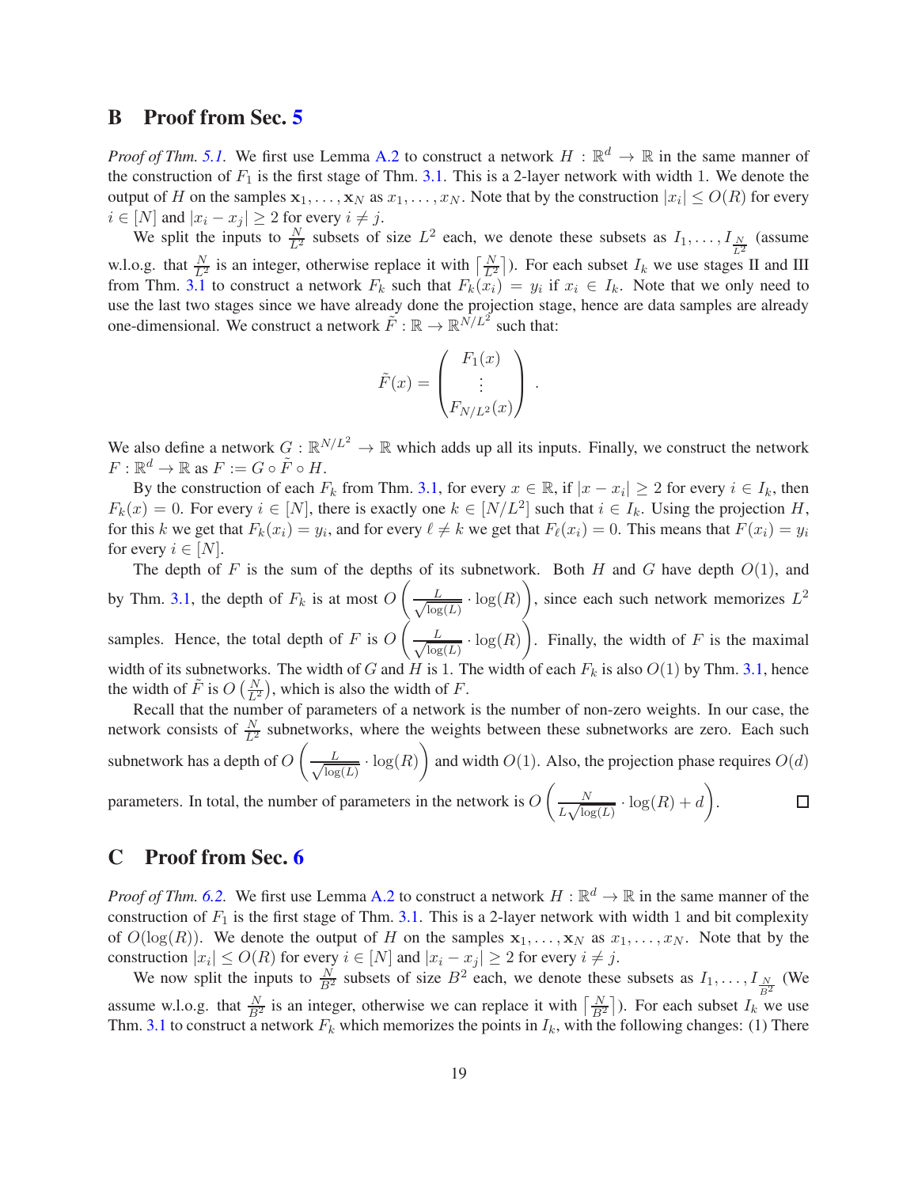## B Proof from Sec. 5

*Proof of Thm. 5.1.* We first use Lemma A.2 to construct a network $H : \mathbb{R}^d \to \mathbb{R}$ in the same manner of the construction of $F_1$ is the first stage of Thm. 3.1. This is a 2-layer network with width 1. We denote the output of $H$ on the samples $\mathbf{x}_1, \dots, \mathbf{x}_N$ as $x_1, \dots, x_N$. Note that by the construction $|x_i| \leq O(R)$ for every $i \in [N]$ and $|x_i - x_j| \geq 2$ for every $i \neq j$.

We split the inputs to $\frac{N}{L^2}$ subsets of size $L^2$ each, we denote these subsets as $I_1, \dots, I_{\frac{N}{L^2}}$ (assume w.l.o.g. that $\frac{N}{L^2}$ is an integer, otherwise replace it with $\lceil \frac{N}{L^2} \rceil$). For each subset $I_k$ we use stages II and III from Thm. 3.1 to construct a network $F_k$ such that $F_k(x_i) = y_i$ if $x_i \in I_k$. Note that we only need to use the last two stages since we have already done the projection stage, hence are data samples are already one-dimensional. We construct a network $\tilde{F} : \mathbb{R} \to \mathbb{R}^{N/L^2}$ such that:

$$\tilde{F}(x) = \begin{pmatrix} F_1(x) \\ \vdots \\ F_{N/L^2}(x) \end{pmatrix} .$$

We also define a network $G : \mathbb{R}^{N/L^2} \to \mathbb{R}$ which adds up all its inputs. Finally, we construct the network $F : \mathbb{R}^d \to \mathbb{R}$ as $F := G \circ \tilde{F} \circ H$.

By the construction of each $F_k$ from Thm. 3.1, for every $x \in \mathbb{R}$, if $|x - x_i| \geq 2$ for every $i \in I_k$, then $F_k(x) = 0$. For every $i \in [N]$, there is exactly one $k \in [N/L^2]$ such that $i \in I_k$. Using the projection $H$, for this $k$ we get that $F_k(x_i) = y_i$, and for every $\ell \neq k$ we get that $F_\ell(x_i) = 0$. This means that $F(x_i) = y_i$ for every $i \in [N]$.

The depth of $F$ is the sum of the depths of its subnetwork. Both $H$ and $G$ have depth $O(1)$, and by Thm. 3.1, the depth of $F_k$ is at most $O\left(\frac{L}{\sqrt{\log(L)}} \cdot \log(R)\right)$, since each such network memorizes $L^2$ samples. Hence, the total depth of $F$ is $O\left(\frac{L}{\sqrt{\log(L)}} \cdot \log(R)\right)$. Finally, the width of $F$ is the maximal width of its subnetworks. The width of $G$ and $H$ is 1. The width of each $F_k$ is also $O(1)$ by Thm. 3.1, hence the width of $\tilde{F}$ is $O\left(\frac{N}{L^2}\right)$, which is also the width of $F$.

Recall that the number of parameters of a network is the number of non-zero weights. In our case, the network consists of $\frac{N}{L^2}$ subnetworks, where the weights between these subnetworks are zero. Each such subnetwork has a depth of $O\left(\frac{L}{\sqrt{\log(L)}} \cdot \log(R)\right)$ and width $O(1)$. Also, the projection phase requires $O(d)$ parameters. In total, the number of parameters in the network is $O\left(\frac{N}{L\sqrt{\log(L)}} \cdot \log(R) + d\right)$. $\square$

## C Proof from Sec. 6

*Proof of Thm. 6.2.* We first use Lemma A.2 to construct a network $H : \mathbb{R}^d \to \mathbb{R}$ in the same manner of the construction of $F_1$ is the first stage of Thm. 3.1. This is a 2-layer network with width 1 and bit complexity of $O(\log(R))$. We denote the output of $H$ on the samples $\mathbf{x}_1, \dots, \mathbf{x}_N$ as $x_1, \dots, x_N$. Note that by the construction $|x_i| \leq O(R)$ for every $i \in [N]$ and $|x_i - x_j| \geq 2$ for every $i \neq j$.

We now split the inputs to $\frac{N}{B^2}$ subsets of size $B^2$ each, we denote these subsets as $I_1, \dots, I_{\frac{N}{B^2}}$ (We assume w.l.o.g. that $\frac{N}{B^2}$ is an integer, otherwise we can replace it with $\lceil \frac{N}{B^2} \rceil$). For each subset $I_k$ we use Thm. 3.1 to construct a network $F_k$ which memorizes the points in $I_k$, with the following changes: (1) There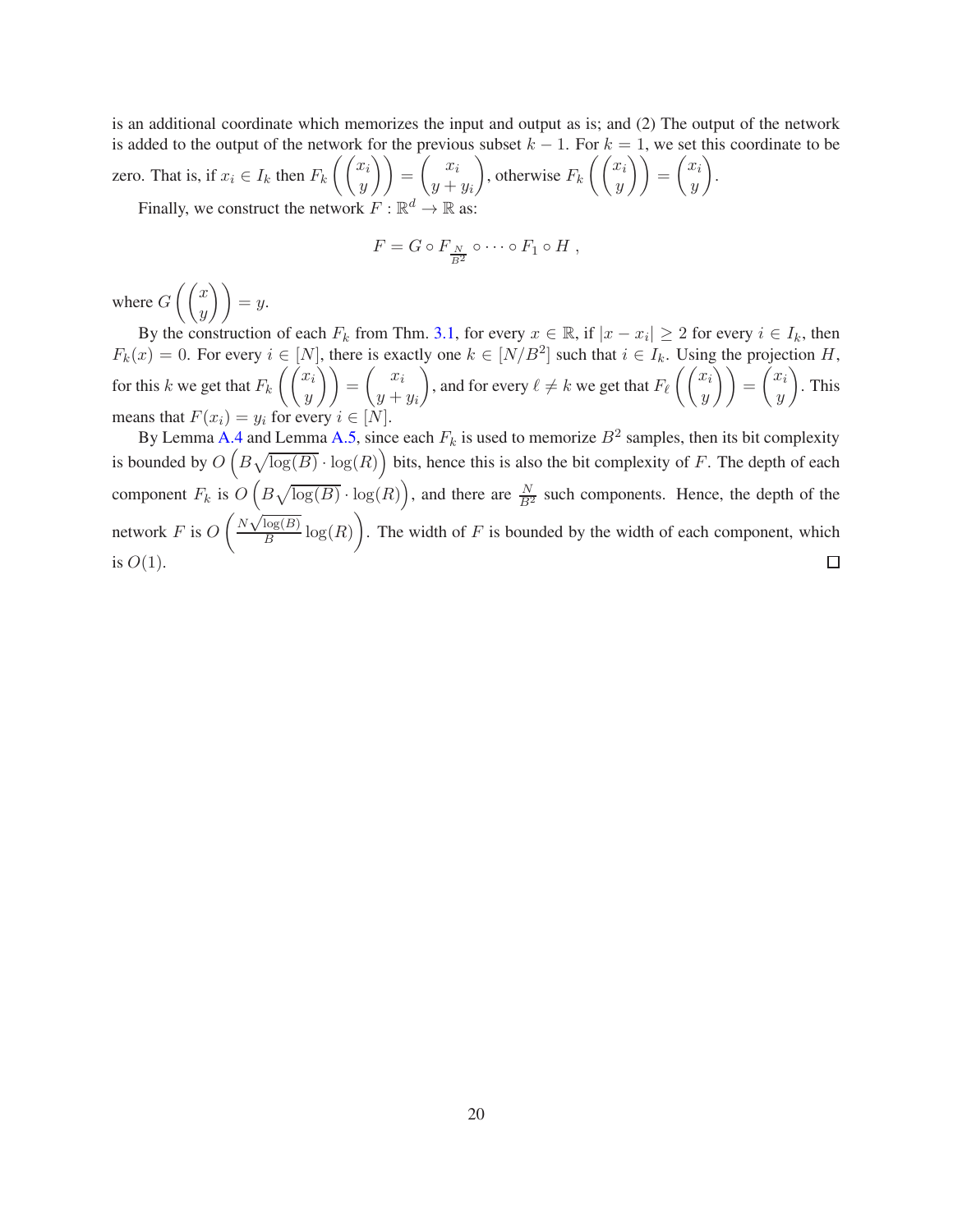is an additional coordinate which memorizes the input and output as is; and (2) The output of the network is added to the output of the network for the previous subset $k-1$. For $k=1$, we set this coordinate to be zero. That is, if $x_i \in I_k$ then $F_k\left(\begin{pmatrix} x_i \\ y \end{pmatrix}\right) = \begin{pmatrix} x_i \\ y + y_i \end{pmatrix}$, otherwise $F_k\left(\begin{pmatrix} x_i \\ y \end{pmatrix}\right) = \begin{pmatrix} x_i \\ y \end{pmatrix}$.

Finally, we construct the network $F : \mathbb{R}^d \to \mathbb{R}$ as:

$$F = G \circ F_{\frac{N}{B^2}} \circ \cdots \circ F_1 \circ H ,$$

where $G\left(\begin{pmatrix} x \\ y \end{pmatrix}\right) = y$.

By the construction of each $F_k$ from Thm. 3.1, for every $x \in \mathbb{R}$, if $|x - x_i| \geq 2$ for every $i \in I_k$, then $F_k(x) = 0$. For every $i \in [N]$, there is exactly one $k \in [N/B^2]$ such that $i \in I_k$. Using the projection $H$, for this $k$ we get that $F_k\left(\begin{pmatrix} x_i \\ y \end{pmatrix}\right) = \begin{pmatrix} x_i \\ y + y_i \end{pmatrix}$, and for every $\ell \neq k$ we get that $F_\ell\left(\begin{pmatrix} x_i \\ y \end{pmatrix}\right) = \begin{pmatrix} x_i \\ y \end{pmatrix}$. This means that $F(x_i) = y_i$ for every $i \in [N]$.

By Lemma A.4 and Lemma A.5, since each $F_k$ is used to memorize $B^2$ samples, then its bit complexity is bounded by $O\left(B\sqrt{\log(B)} \cdot \log(R)\right)$ bits, hence this is also the bit complexity of $F$. The depth of each component $F_k$ is $O\left(B\sqrt{\log(B)} \cdot \log(R)\right)$, and there are $\frac{N}{B^2}$ such components. Hence, the depth of the network $F$ is $O\left(\frac{N\sqrt{\log(B)}}{B}\log(R)\right)$. The width of $F$ is bounded by the width of each component, which is $O(1)$. □